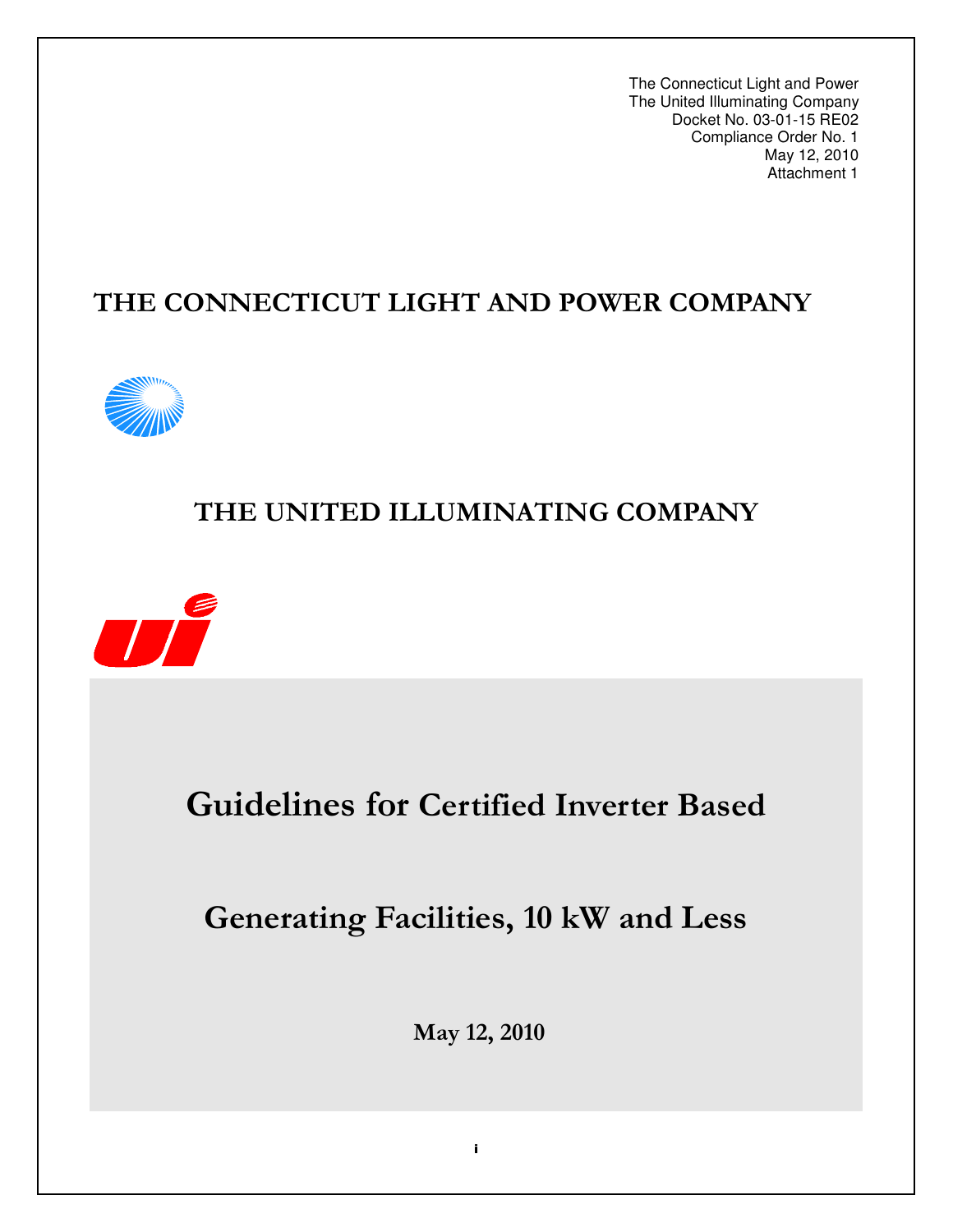The Connecticut Light and Power
The United Illuminating Company
Docket No. 03-01-15 RE02
Compliance Order No. 1
May 12, 2010
Attachment 1

# THE CONNECTICUT LIGHT AND POWER COMPANY

# THE UNITED ILLUMINATING COMPANY

# Guidelines for Certified Inverter Based Generating Facilities, 10 kW and Less

**May 12, 2010**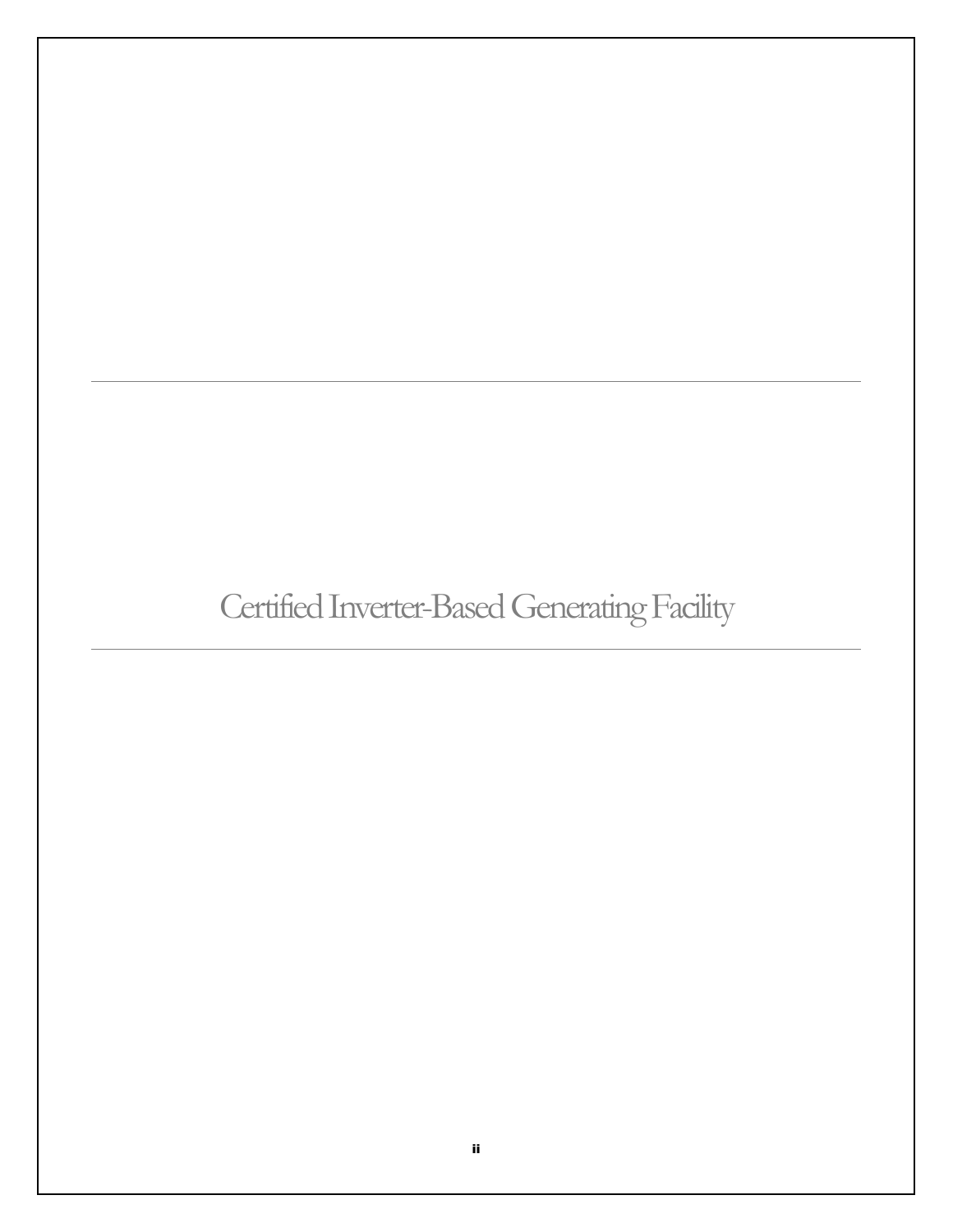# Certified Inverter-Based Generating Facility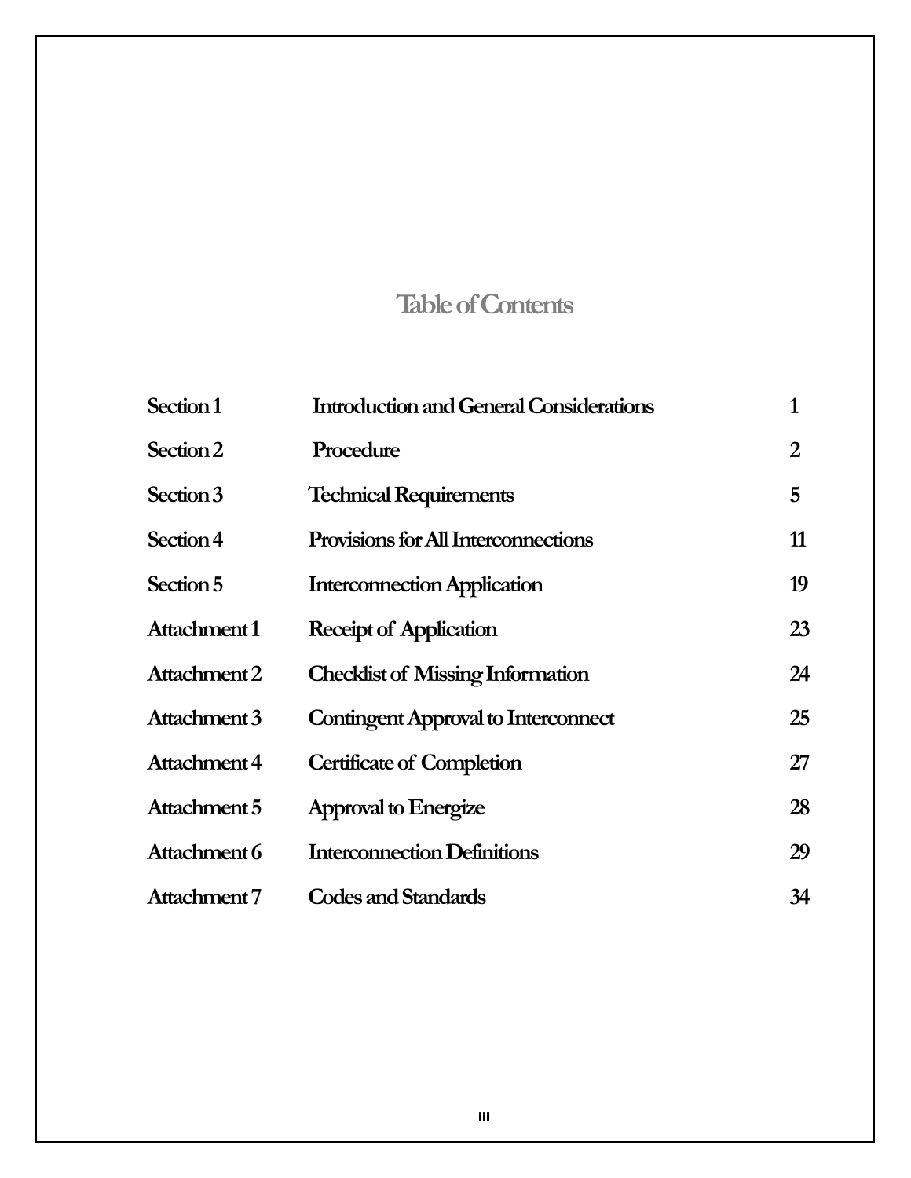# Table of Contents

| | | |
|---|---|---|
| **Section 1** | **Introduction and General Considerations** | **1** |
| **Section 2** | **Procedure** | **2** |
| **Section 3** | **Technical Requirements** | **5** |
| **Section 4** | **Provisions for All Interconnections** | **11** |
| **Section 5** | **Interconnection Application** | **19** |
| **Attachment 1** | **Receipt of Application** | **23** |
| **Attachment 2** | **Checklist of Missing Information** | **24** |
| **Attachment 3** | **Contingent Approval to Interconnect** | **25** |
| **Attachment 4** | **Certificate of Completion** | **27** |
| **Attachment 5** | **Approval to Energize** | **28** |
| **Attachment 6** | **Interconnection Definitions** | **29** |
| **Attachment 7** | **Codes and Standards** | **34** |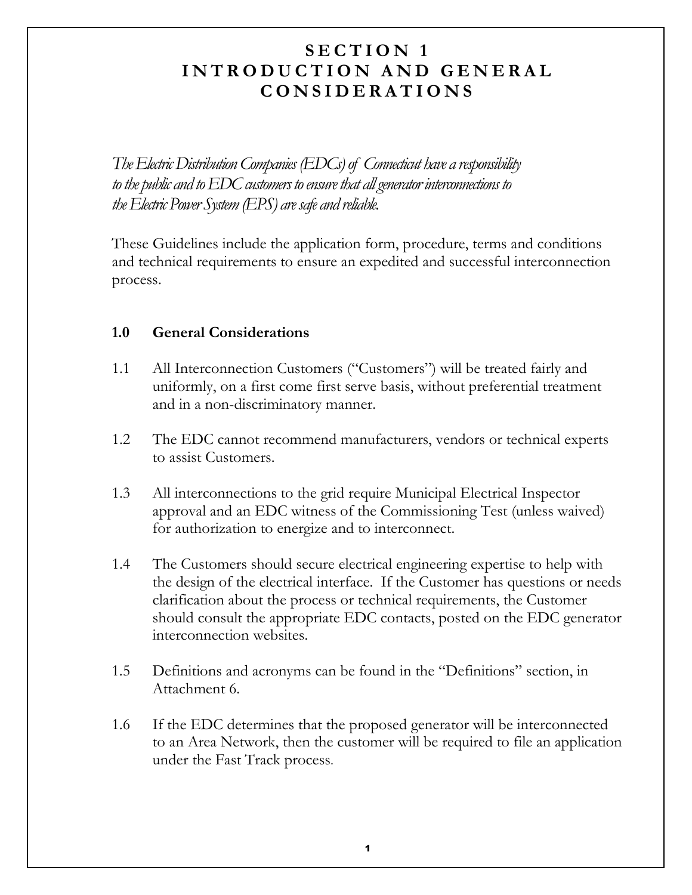# SECTION 1
# INTRODUCTION AND GENERAL CONSIDERATIONS

*The Electric Distribution Companies (EDCs) of Connecticut have a responsibility to the public and to EDC customers to ensure that all generator interconnections to the Electric Power System (EPS) are safe and reliable.*

These Guidelines include the application form, procedure, terms and conditions and technical requirements to ensure an expedited and successful interconnection process.

## 1.0 General Considerations

1.1 All Interconnection Customers ("Customers") will be treated fairly and uniformly, on a first come first serve basis, without preferential treatment and in a non-discriminatory manner.

1.2 The EDC cannot recommend manufacturers, vendors or technical experts to assist Customers.

1.3 All interconnections to the grid require Municipal Electrical Inspector approval and an EDC witness of the Commissioning Test (unless waived) for authorization to energize and to interconnect.

1.4 The Customers should secure electrical engineering expertise to help with the design of the electrical interface. If the Customer has questions or needs clarification about the process or technical requirements, the Customer should consult the appropriate EDC contacts, posted on the EDC generator interconnection websites.

1.5 Definitions and acronyms can be found in the "Definitions" section, in Attachment 6.

1.6 If the EDC determines that the proposed generator will be interconnected to an Area Network, then the customer will be required to file an application under the Fast Track process.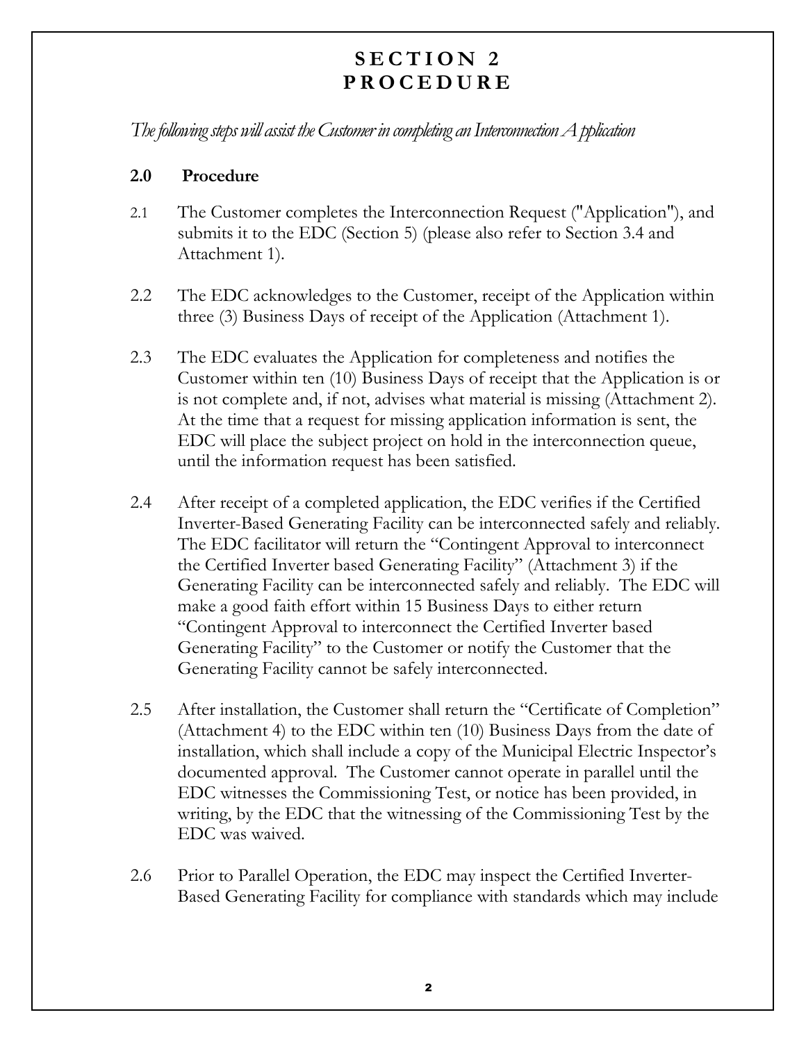# SECTION 2
# PROCEDURE

*The following steps will assist the Customer in completing an Interconnection Application*

## 2.0 Procedure

2.1 The Customer completes the Interconnection Request ("Application"), and submits it to the EDC (Section 5) (please also refer to Section 3.4 and Attachment 1).

2.2 The EDC acknowledges to the Customer, receipt of the Application within three (3) Business Days of receipt of the Application (Attachment 1).

2.3 The EDC evaluates the Application for completeness and notifies the Customer within ten (10) Business Days of receipt that the Application is or is not complete and, if not, advises what material is missing (Attachment 2). At the time that a request for missing application information is sent, the EDC will place the subject project on hold in the interconnection queue, until the information request has been satisfied.

2.4 After receipt of a completed application, the EDC verifies if the Certified Inverter-Based Generating Facility can be interconnected safely and reliably. The EDC facilitator will return the "Contingent Approval to interconnect the Certified Inverter based Generating Facility" (Attachment 3) if the Generating Facility can be interconnected safely and reliably. The EDC will make a good faith effort within 15 Business Days to either return "Contingent Approval to interconnect the Certified Inverter based Generating Facility" to the Customer or notify the Customer that the Generating Facility cannot be safely interconnected.

2.5 After installation, the Customer shall return the "Certificate of Completion" (Attachment 4) to the EDC within ten (10) Business Days from the date of installation, which shall include a copy of the Municipal Electric Inspector's documented approval. The Customer cannot operate in parallel until the EDC witnesses the Commissioning Test, or notice has been provided, in writing, by the EDC that the witnessing of the Commissioning Test by the EDC was waived.

2.6 Prior to Parallel Operation, the EDC may inspect the Certified Inverter-Based Generating Facility for compliance with standards which may include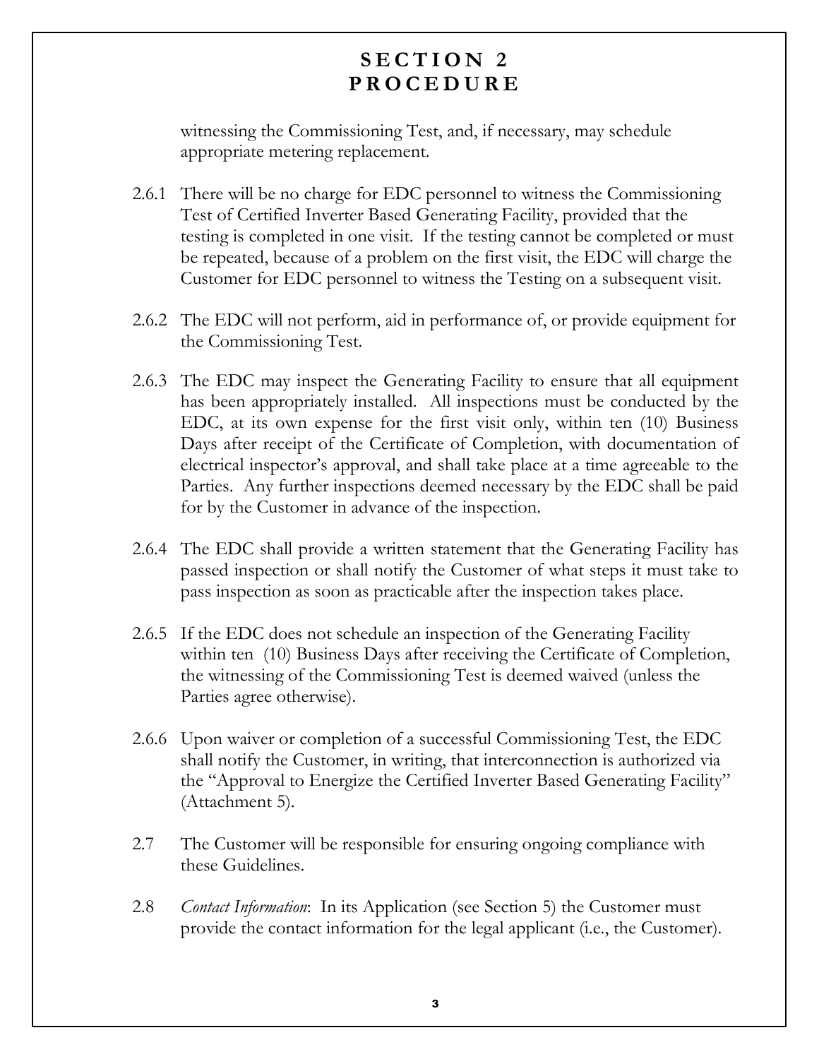# SECTION 2
# PROCEDURE

witnessing the Commissioning Test, and, if necessary, may schedule appropriate metering replacement.

2.6.1 There will be no charge for EDC personnel to witness the Commissioning Test of Certified Inverter Based Generating Facility, provided that the testing is completed in one visit. If the testing cannot be completed or must be repeated, because of a problem on the first visit, the EDC will charge the Customer for EDC personnel to witness the Testing on a subsequent visit.

2.6.2 The EDC will not perform, aid in performance of, or provide equipment for the Commissioning Test.

2.6.3 The EDC may inspect the Generating Facility to ensure that all equipment has been appropriately installed. All inspections must be conducted by the EDC, at its own expense for the first visit only, within ten (10) Business Days after receipt of the Certificate of Completion, with documentation of electrical inspector's approval, and shall take place at a time agreeable to the Parties. Any further inspections deemed necessary by the EDC shall be paid for by the Customer in advance of the inspection.

2.6.4 The EDC shall provide a written statement that the Generating Facility has passed inspection or shall notify the Customer of what steps it must take to pass inspection as soon as practicable after the inspection takes place.

2.6.5 If the EDC does not schedule an inspection of the Generating Facility within ten (10) Business Days after receiving the Certificate of Completion, the witnessing of the Commissioning Test is deemed waived (unless the Parties agree otherwise).

2.6.6 Upon waiver or completion of a successful Commissioning Test, the EDC shall notify the Customer, in writing, that interconnection is authorized via the "Approval to Energize the Certified Inverter Based Generating Facility" (Attachment 5).

2.7 The Customer will be responsible for ensuring ongoing compliance with these Guidelines.

2.8 *Contact Information*: In its Application (see Section 5) the Customer must provide the contact information for the legal applicant (i.e., the Customer).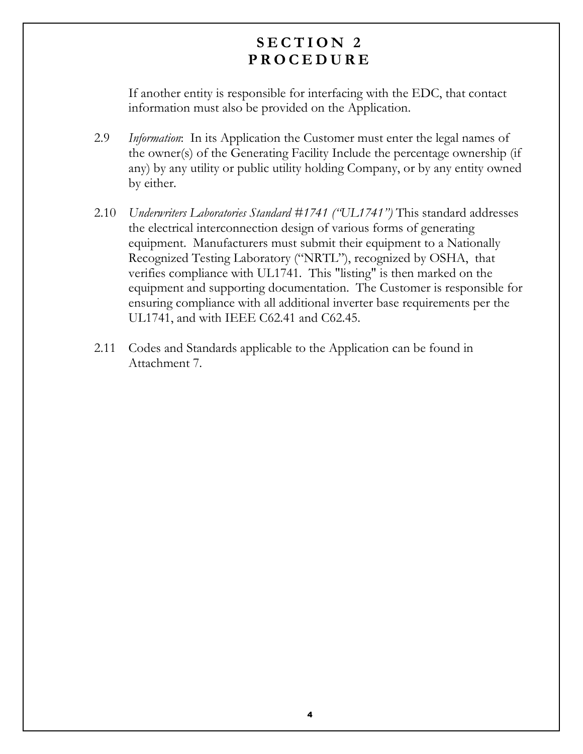# SECTION 2
# PROCEDURE

If another entity is responsible for interfacing with the EDC, that contact information must also be provided on the Application.

2.9 *Information*: In its Application the Customer must enter the legal names of the owner(s) of the Generating Facility Include the percentage ownership (if any) by any utility or public utility holding Company, or by any entity owned by either.

2.10 *Underwriters Laboratories Standard #1741 ("UL1741")* This standard addresses the electrical interconnection design of various forms of generating equipment. Manufacturers must submit their equipment to a Nationally Recognized Testing Laboratory ("NRTL"), recognized by OSHA, that verifies compliance with UL1741. This "listing" is then marked on the equipment and supporting documentation. The Customer is responsible for ensuring compliance with all additional inverter base requirements per the UL1741, and with IEEE C62.41 and C62.45.

2.11 Codes and Standards applicable to the Application can be found in Attachment 7.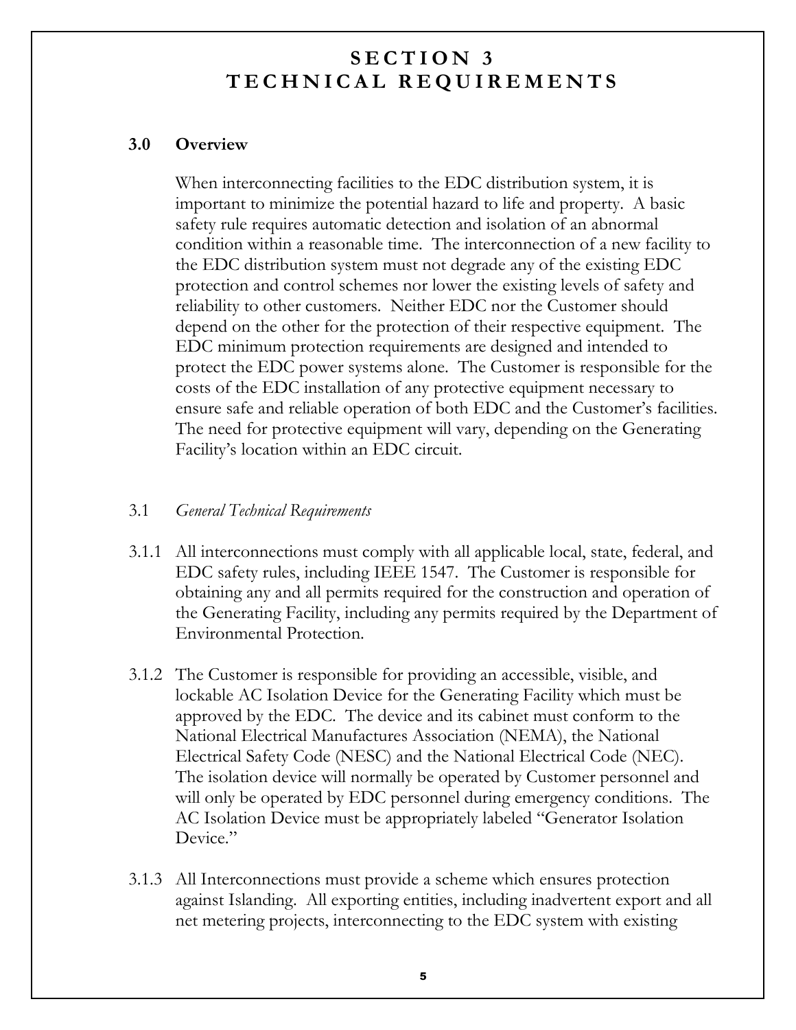# SECTION 3
# TECHNICAL REQUIREMENTS

## 3.0 Overview

When interconnecting facilities to the EDC distribution system, it is important to minimize the potential hazard to life and property. A basic safety rule requires automatic detection and isolation of an abnormal condition within a reasonable time. The interconnection of a new facility to the EDC distribution system must not degrade any of the existing EDC protection and control schemes nor lower the existing levels of safety and reliability to other customers. Neither EDC nor the Customer should depend on the other for the protection of their respective equipment. The EDC minimum protection requirements are designed and intended to protect the EDC power systems alone. The Customer is responsible for the costs of the EDC installation of any protective equipment necessary to ensure safe and reliable operation of both EDC and the Customer's facilities. The need for protective equipment will vary, depending on the Generating Facility's location within an EDC circuit.

3.1 *General Technical Requirements*

3.1.1 All interconnections must comply with all applicable local, state, federal, and EDC safety rules, including IEEE 1547. The Customer is responsible for obtaining any and all permits required for the construction and operation of the Generating Facility, including any permits required by the Department of Environmental Protection.

3.1.2 The Customer is responsible for providing an accessible, visible, and lockable AC Isolation Device for the Generating Facility which must be approved by the EDC. The device and its cabinet must conform to the National Electrical Manufactures Association (NEMA), the National Electrical Safety Code (NESC) and the National Electrical Code (NEC). The isolation device will normally be operated by Customer personnel and will only be operated by EDC personnel during emergency conditions. The AC Isolation Device must be appropriately labeled "Generator Isolation Device."

3.1.3 All Interconnections must provide a scheme which ensures protection against Islanding. All exporting entities, including inadvertent export and all net metering projects, interconnecting to the EDC system with existing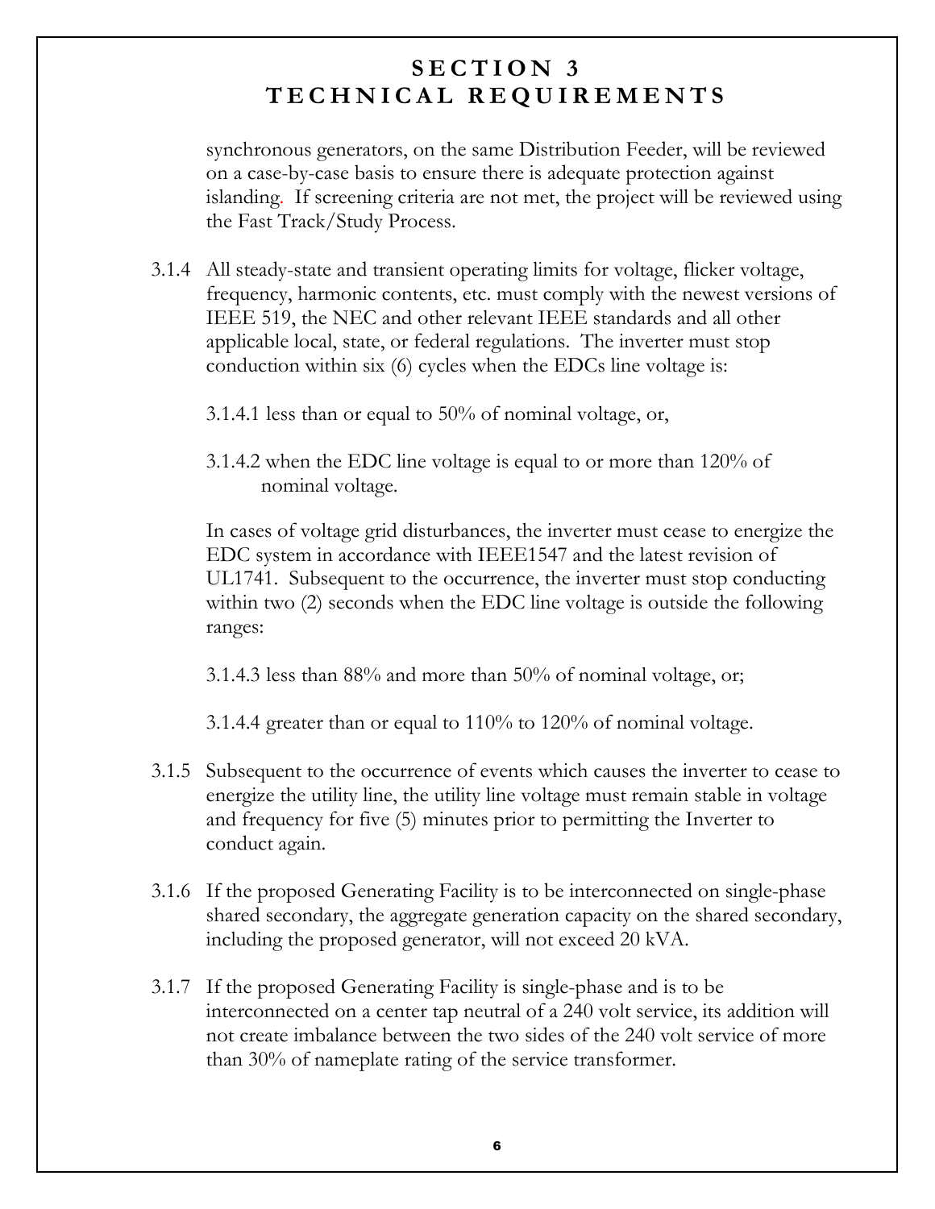# SECTION 3
# TECHNICAL REQUIREMENTS

synchronous generators, on the same Distribution Feeder, will be reviewed on a case-by-case basis to ensure there is adequate protection against islanding. If screening criteria are not met, the project will be reviewed using the Fast Track/Study Process.

3.1.4 All steady-state and transient operating limits for voltage, flicker voltage, frequency, harmonic contents, etc. must comply with the newest versions of IEEE 519, the NEC and other relevant IEEE standards and all other applicable local, state, or federal regulations. The inverter must stop conduction within six (6) cycles when the EDCs line voltage is:

3.1.4.1 less than or equal to 50% of nominal voltage, or,

3.1.4.2 when the EDC line voltage is equal to or more than 120% of nominal voltage.

In cases of voltage grid disturbances, the inverter must cease to energize the EDC system in accordance with IEEE1547 and the latest revision of UL1741. Subsequent to the occurrence, the inverter must stop conducting within two (2) seconds when the EDC line voltage is outside the following ranges:

3.1.4.3 less than 88% and more than 50% of nominal voltage, or;

3.1.4.4 greater than or equal to 110% to 120% of nominal voltage.

3.1.5 Subsequent to the occurrence of events which causes the inverter to cease to energize the utility line, the utility line voltage must remain stable in voltage and frequency for five (5) minutes prior to permitting the Inverter to conduct again.

3.1.6 If the proposed Generating Facility is to be interconnected on single-phase shared secondary, the aggregate generation capacity on the shared secondary, including the proposed generator, will not exceed 20 kVA.

3.1.7 If the proposed Generating Facility is single-phase and is to be interconnected on a center tap neutral of a 240 volt service, its addition will not create imbalance between the two sides of the 240 volt service of more than 30% of nameplate rating of the service transformer.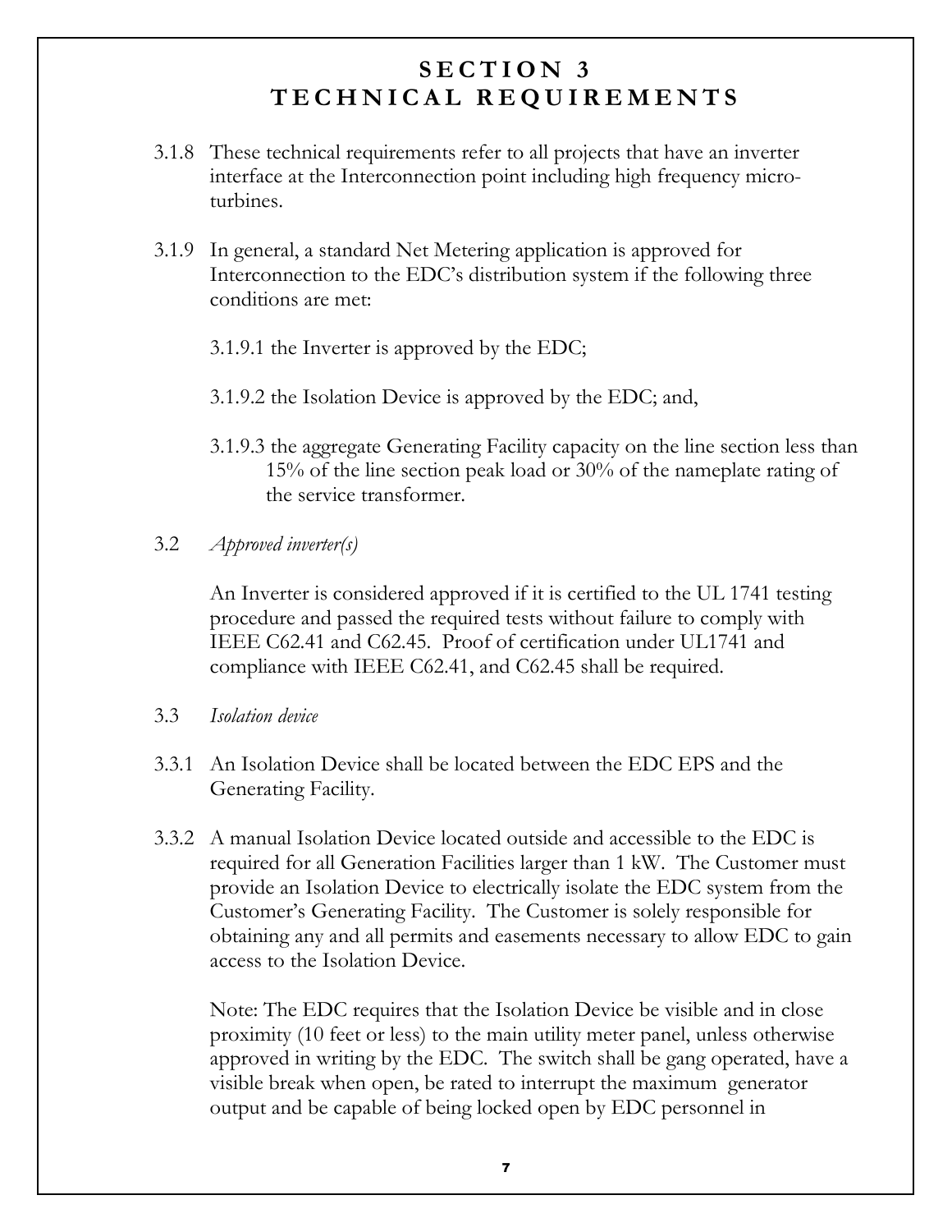# SECTION 3
# TECHNICAL REQUIREMENTS

3.1.8 These technical requirements refer to all projects that have an inverter interface at the Interconnection point including high frequency micro-turbines.

3.1.9 In general, a standard Net Metering application is approved for Interconnection to the EDC's distribution system if the following three conditions are met:

3.1.9.1 the Inverter is approved by the EDC;

3.1.9.2 the Isolation Device is approved by the EDC; and,

3.1.9.3 the aggregate Generating Facility capacity on the line section less than 15% of the line section peak load or 30% of the nameplate rating of the service transformer.

3.2 *Approved inverter(s)*

An Inverter is considered approved if it is certified to the UL 1741 testing procedure and passed the required tests without failure to comply with IEEE C62.41 and C62.45. Proof of certification under UL1741 and compliance with IEEE C62.41, and C62.45 shall be required.

3.3 *Isolation device*

3.3.1 An Isolation Device shall be located between the EDC EPS and the Generating Facility.

3.3.2 A manual Isolation Device located outside and accessible to the EDC is required for all Generation Facilities larger than 1 kW. The Customer must provide an Isolation Device to electrically isolate the EDC system from the Customer's Generating Facility. The Customer is solely responsible for obtaining any and all permits and easements necessary to allow EDC to gain access to the Isolation Device.

Note: The EDC requires that the Isolation Device be visible and in close proximity (10 feet or less) to the main utility meter panel, unless otherwise approved in writing by the EDC. The switch shall be gang operated, have a visible break when open, be rated to interrupt the maximum generator output and be capable of being locked open by EDC personnel in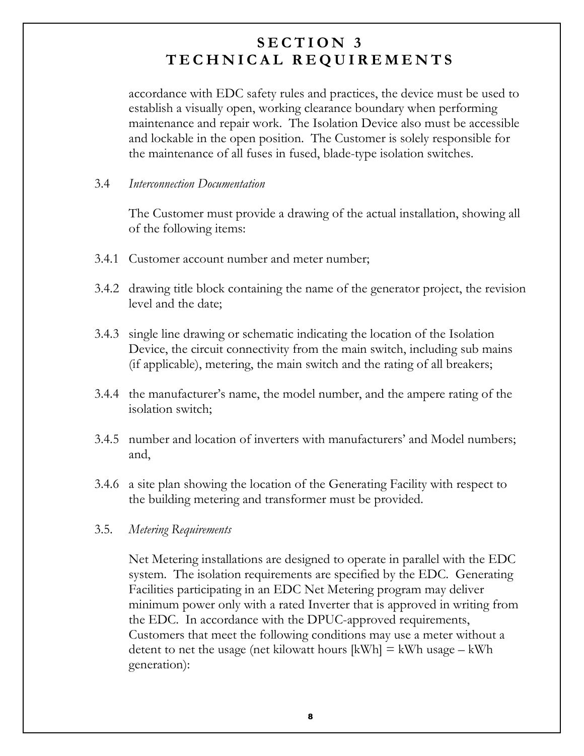# SECTION 3
# TECHNICAL REQUIREMENTS

accordance with EDC safety rules and practices, the device must be used to establish a visually open, working clearance boundary when performing maintenance and repair work. The Isolation Device also must be accessible and lockable in the open position. The Customer is solely responsible for the maintenance of all fuses in fused, blade-type isolation switches.

3.4 *Interconnection Documentation*

The Customer must provide a drawing of the actual installation, showing all of the following items:

3.4.1 Customer account number and meter number;

3.4.2 drawing title block containing the name of the generator project, the revision level and the date;

3.4.3 single line drawing or schematic indicating the location of the Isolation Device, the circuit connectivity from the main switch, including sub mains (if applicable), metering, the main switch and the rating of all breakers;

3.4.4 the manufacturer's name, the model number, and the ampere rating of the isolation switch;

3.4.5 number and location of inverters with manufacturers' and Model numbers; and,

3.4.6 a site plan showing the location of the Generating Facility with respect to the building metering and transformer must be provided.

3.5. *Metering Requirements*

Net Metering installations are designed to operate in parallel with the EDC system. The isolation requirements are specified by the EDC. Generating Facilities participating in an EDC Net Metering program may deliver minimum power only with a rated Inverter that is approved in writing from the EDC. In accordance with the DPUC-approved requirements, Customers that meet the following conditions may use a meter without a detent to net the usage (net kilowatt hours [kWh] = kWh usage – kWh generation):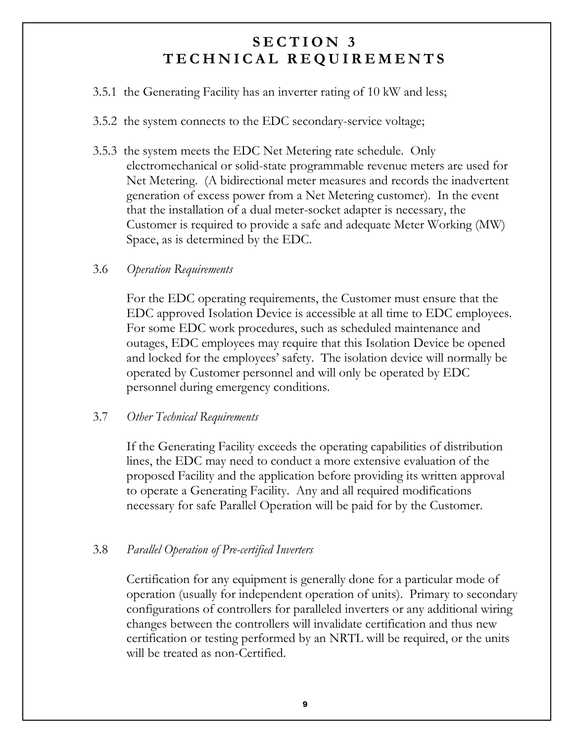# SECTION 3
# TECHNICAL REQUIREMENTS

3.5.1 the Generating Facility has an inverter rating of 10 kW and less;

3.5.2 the system connects to the EDC secondary-service voltage;

3.5.3 the system meets the EDC Net Metering rate schedule. Only electromechanical or solid-state programmable revenue meters are used for Net Metering. (A bidirectional meter measures and records the inadvertent generation of excess power from a Net Metering customer). In the event that the installation of a dual meter-socket adapter is necessary, the Customer is required to provide a safe and adequate Meter Working (MW) Space, as is determined by the EDC.

3.6 *Operation Requirements*

For the EDC operating requirements, the Customer must ensure that the EDC approved Isolation Device is accessible at all time to EDC employees. For some EDC work procedures, such as scheduled maintenance and outages, EDC employees may require that this Isolation Device be opened and locked for the employees' safety. The isolation device will normally be operated by Customer personnel and will only be operated by EDC personnel during emergency conditions.

3.7 *Other Technical Requirements*

If the Generating Facility exceeds the operating capabilities of distribution lines, the EDC may need to conduct a more extensive evaluation of the proposed Facility and the application before providing its written approval to operate a Generating Facility. Any and all required modifications necessary for safe Parallel Operation will be paid for by the Customer.

3.8 *Parallel Operation of Pre-certified Inverters*

Certification for any equipment is generally done for a particular mode of operation (usually for independent operation of units). Primary to secondary configurations of controllers for paralleled inverters or any additional wiring changes between the controllers will invalidate certification and thus new certification or testing performed by an NRTL will be required, or the units will be treated as non-Certified.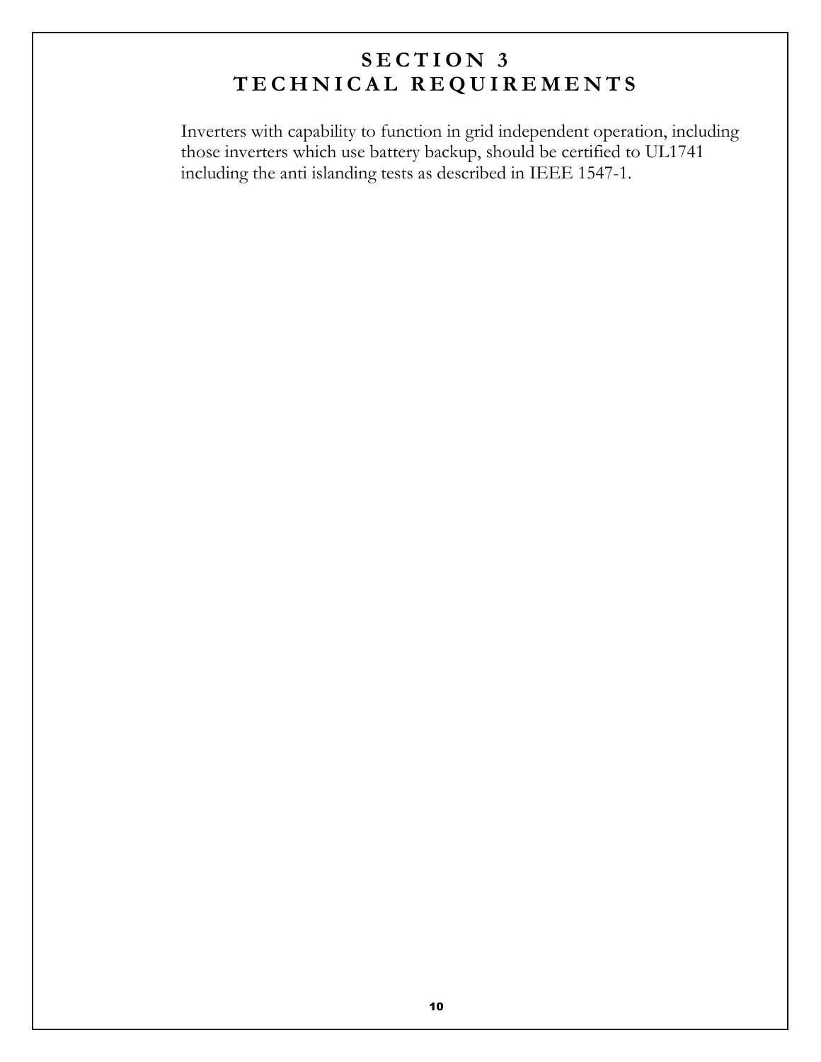# SECTION 3
# TECHNICAL REQUIREMENTS

Inverters with capability to function in grid independent operation, including those inverters which use battery backup, should be certified to UL1741 including the anti islanding tests as described in IEEE 1547-1.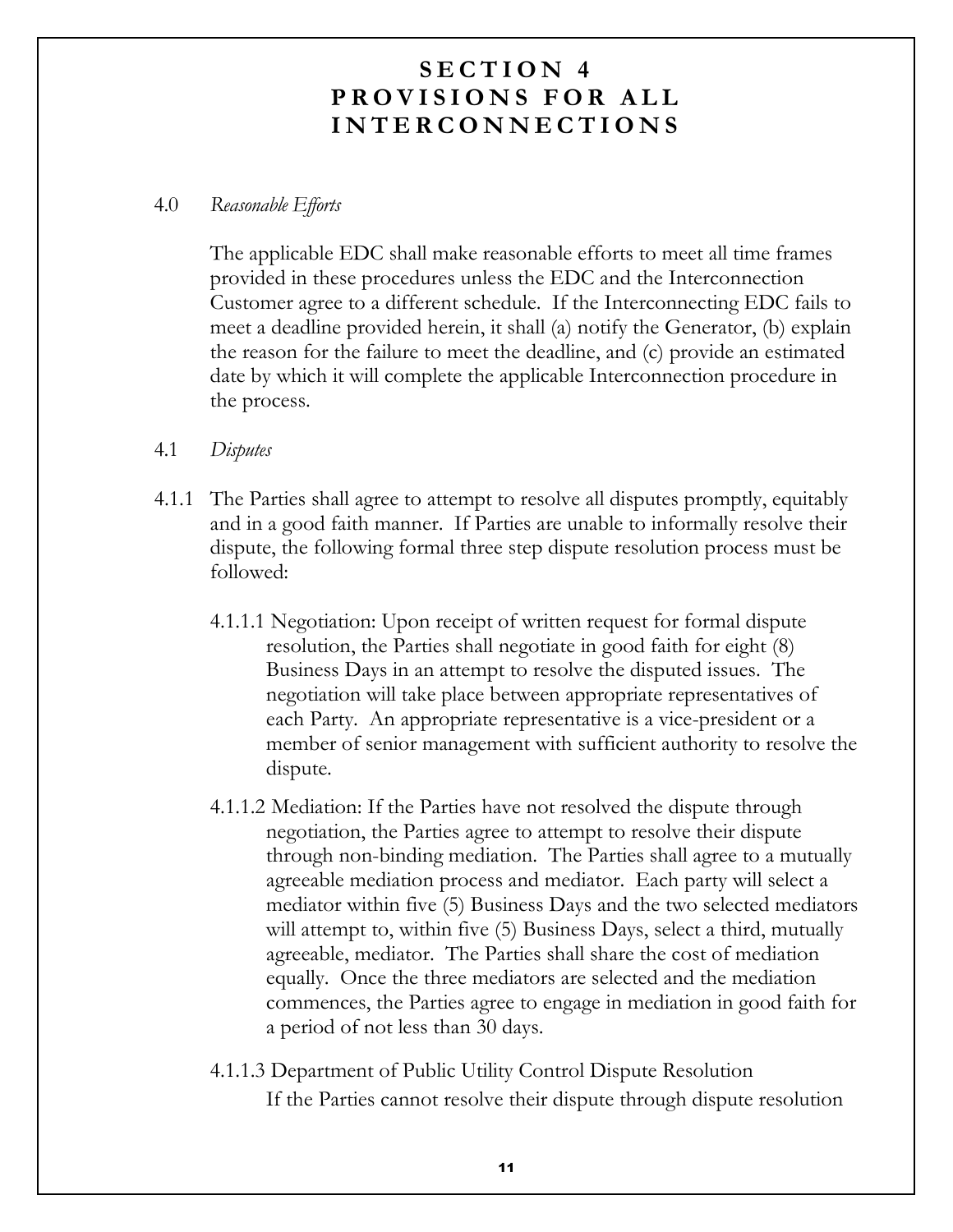# SECTION 4 PROVISIONS FOR ALL INTERCONNECTIONS

4.0 *Reasonable Efforts*

The applicable EDC shall make reasonable efforts to meet all time frames provided in these procedures unless the EDC and the Interconnection Customer agree to a different schedule. If the Interconnecting EDC fails to meet a deadline provided herein, it shall (a) notify the Generator, (b) explain the reason for the failure to meet the deadline, and (c) provide an estimated date by which it will complete the applicable Interconnection procedure in the process.

4.1 *Disputes*

4.1.1 The Parties shall agree to attempt to resolve all disputes promptly, equitably and in a good faith manner. If Parties are unable to informally resolve their dispute, the following formal three step dispute resolution process must be followed:

4.1.1.1 Negotiation: Upon receipt of written request for formal dispute resolution, the Parties shall negotiate in good faith for eight (8) Business Days in an attempt to resolve the disputed issues. The negotiation will take place between appropriate representatives of each Party. An appropriate representative is a vice-president or a member of senior management with sufficient authority to resolve the dispute.

4.1.1.2 Mediation: If the Parties have not resolved the dispute through negotiation, the Parties agree to attempt to resolve their dispute through non-binding mediation. The Parties shall agree to a mutually agreeable mediation process and mediator. Each party will select a mediator within five (5) Business Days and the two selected mediators will attempt to, within five (5) Business Days, select a third, mutually agreeable, mediator. The Parties shall share the cost of mediation equally. Once the three mediators are selected and the mediation commences, the Parties agree to engage in mediation in good faith for a period of not less than 30 days.

4.1.1.3 Department of Public Utility Control Dispute Resolution

If the Parties cannot resolve their dispute through dispute resolution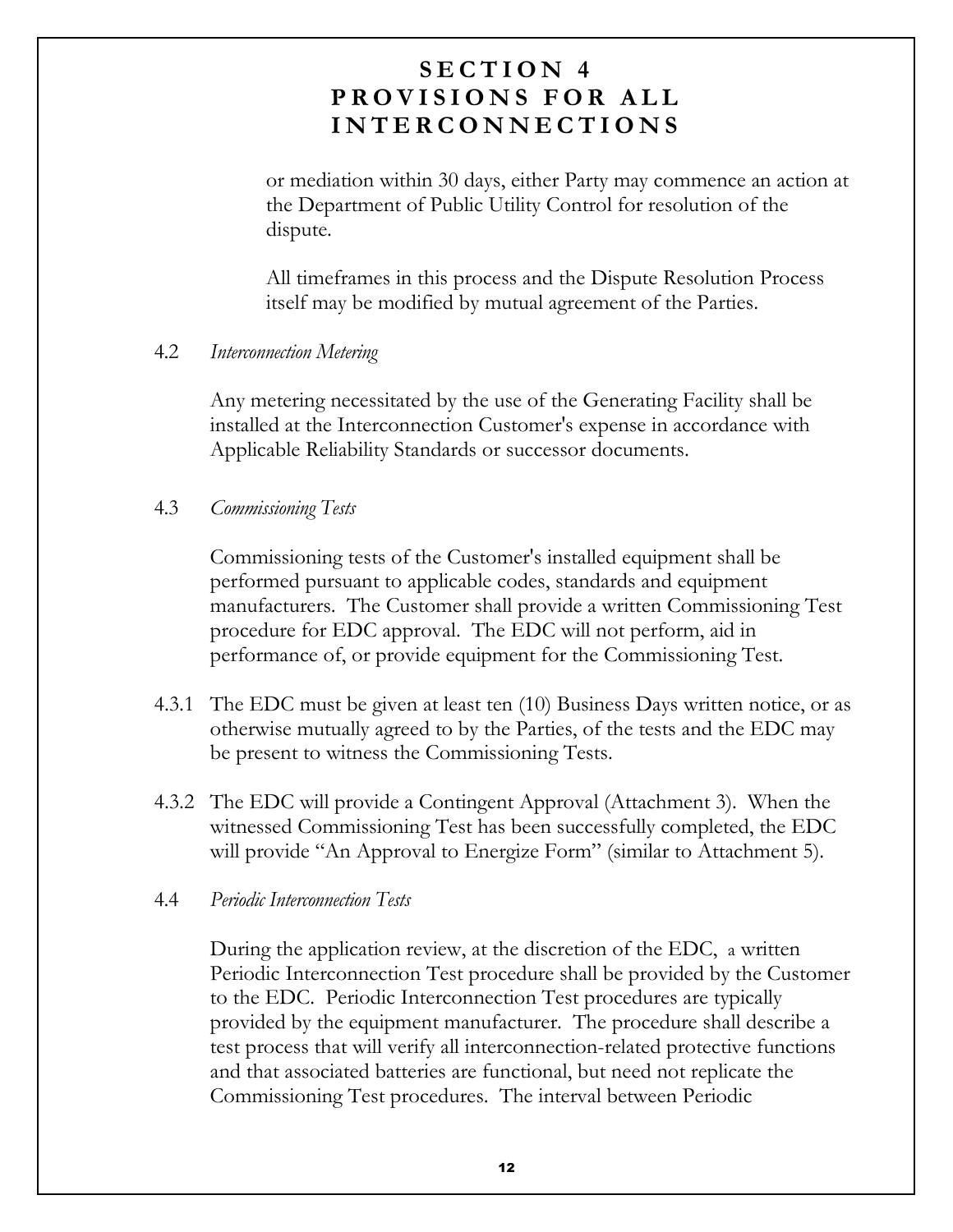# SECTION 4 PROVISIONS FOR ALL INTERCONNECTIONS

or mediation within 30 days, either Party may commence an action at the Department of Public Utility Control for resolution of the dispute.

All timeframes in this process and the Dispute Resolution Process itself may be modified by mutual agreement of the Parties.

4.2 *Interconnection Metering*

Any metering necessitated by the use of the Generating Facility shall be installed at the Interconnection Customer's expense in accordance with Applicable Reliability Standards or successor documents.

4.3 *Commissioning Tests*

Commissioning tests of the Customer's installed equipment shall be performed pursuant to applicable codes, standards and equipment manufacturers. The Customer shall provide a written Commissioning Test procedure for EDC approval. The EDC will not perform, aid in performance of, or provide equipment for the Commissioning Test.

4.3.1 The EDC must be given at least ten (10) Business Days written notice, or as otherwise mutually agreed to by the Parties, of the tests and the EDC may be present to witness the Commissioning Tests.

4.3.2 The EDC will provide a Contingent Approval (Attachment 3). When the witnessed Commissioning Test has been successfully completed, the EDC will provide "An Approval to Energize Form" (similar to Attachment 5).

4.4 *Periodic Interconnection Tests*

During the application review, at the discretion of the EDC, a written Periodic Interconnection Test procedure shall be provided by the Customer to the EDC. Periodic Interconnection Test procedures are typically provided by the equipment manufacturer. The procedure shall describe a test process that will verify all interconnection-related protective functions and that associated batteries are functional, but need not replicate the Commissioning Test procedures. The interval between Periodic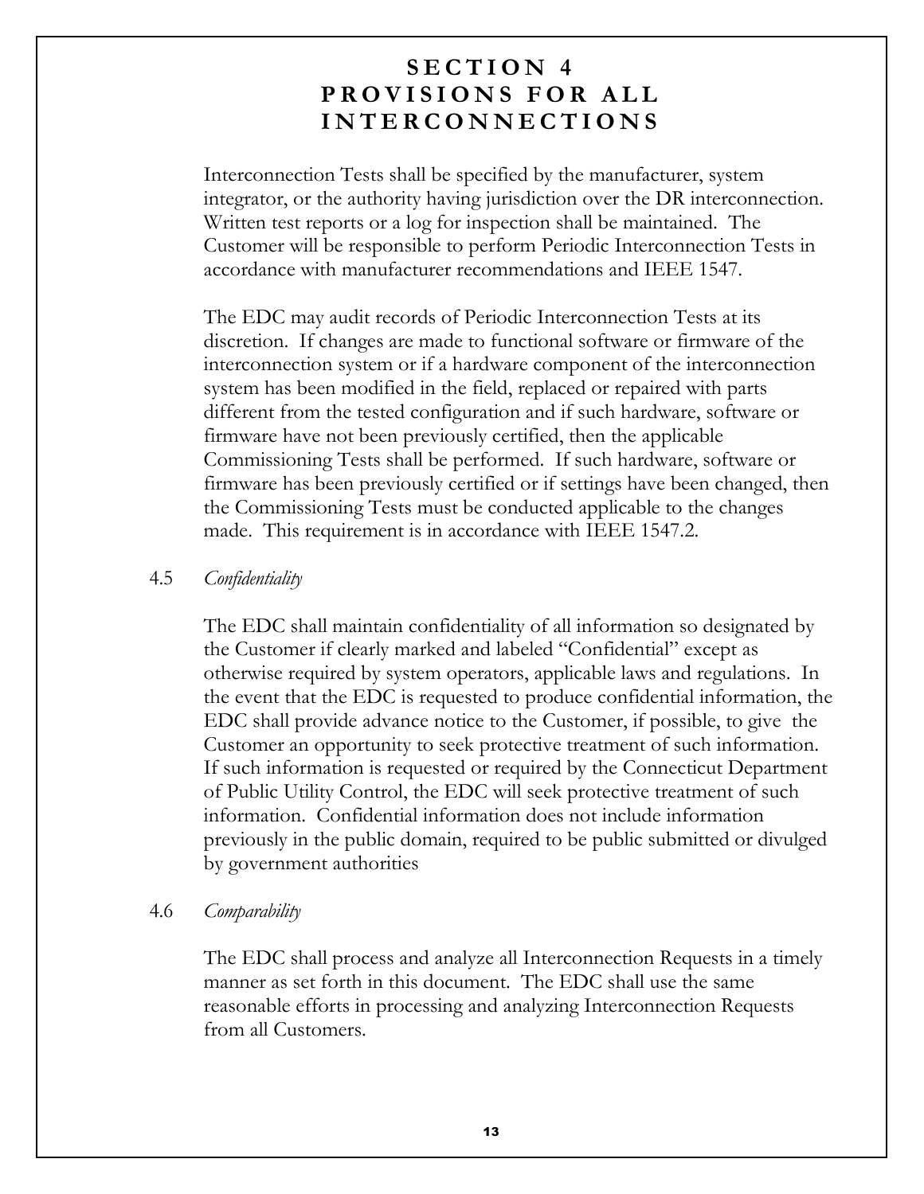# SECTION 4 PROVISIONS FOR ALL INTERCONNECTIONS

Interconnection Tests shall be specified by the manufacturer, system integrator, or the authority having jurisdiction over the DR interconnection. Written test reports or a log for inspection shall be maintained. The Customer will be responsible to perform Periodic Interconnection Tests in accordance with manufacturer recommendations and IEEE 1547.

The EDC may audit records of Periodic Interconnection Tests at its discretion. If changes are made to functional software or firmware of the interconnection system or if a hardware component of the interconnection system has been modified in the field, replaced or repaired with parts different from the tested configuration and if such hardware, software or firmware have not been previously certified, then the applicable Commissioning Tests shall be performed. If such hardware, software or firmware has been previously certified or if settings have been changed, then the Commissioning Tests must be conducted applicable to the changes made. This requirement is in accordance with IEEE 1547.2.

4.5 *Confidentiality*

The EDC shall maintain confidentiality of all information so designated by the Customer if clearly marked and labeled "Confidential" except as otherwise required by system operators, applicable laws and regulations. In the event that the EDC is requested to produce confidential information, the EDC shall provide advance notice to the Customer, if possible, to give the Customer an opportunity to seek protective treatment of such information. If such information is requested or required by the Connecticut Department of Public Utility Control, the EDC will seek protective treatment of such information. Confidential information does not include information previously in the public domain, required to be public submitted or divulged by government authorities

4.6 *Comparability*

The EDC shall process and analyze all Interconnection Requests in a timely manner as set forth in this document. The EDC shall use the same reasonable efforts in processing and analyzing Interconnection Requests from all Customers.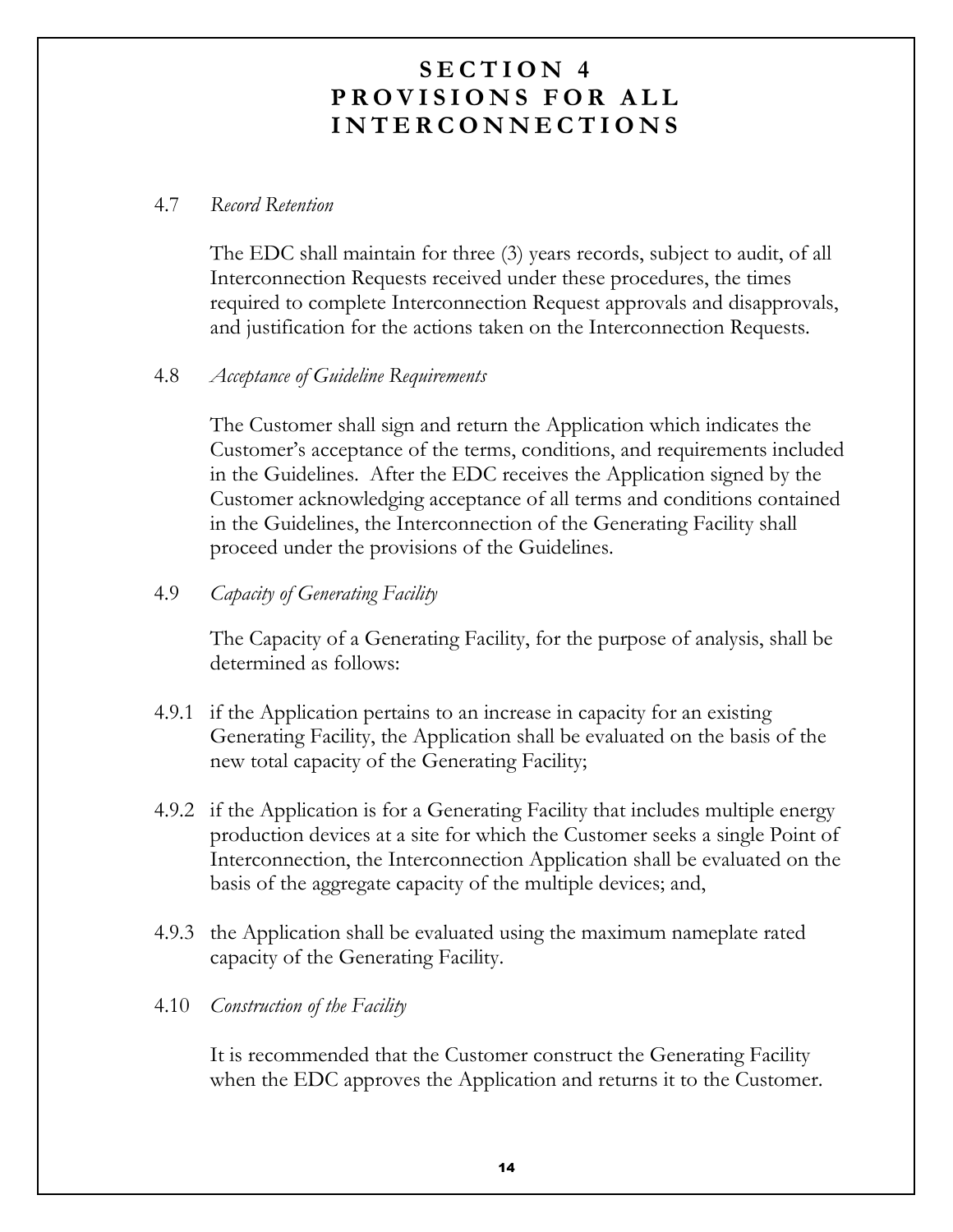# SECTION 4
# PROVISIONS FOR ALL INTERCONNECTIONS

4.7 *Record Retention*

The EDC shall maintain for three (3) years records, subject to audit, of all Interconnection Requests received under these procedures, the times required to complete Interconnection Request approvals and disapprovals, and justification for the actions taken on the Interconnection Requests.

4.8 *Acceptance of Guideline Requirements*

The Customer shall sign and return the Application which indicates the Customer's acceptance of the terms, conditions, and requirements included in the Guidelines. After the EDC receives the Application signed by the Customer acknowledging acceptance of all terms and conditions contained in the Guidelines, the Interconnection of the Generating Facility shall proceed under the provisions of the Guidelines.

4.9 *Capacity of Generating Facility*

The Capacity of a Generating Facility, for the purpose of analysis, shall be determined as follows:

4.9.1 if the Application pertains to an increase in capacity for an existing Generating Facility, the Application shall be evaluated on the basis of the new total capacity of the Generating Facility;

4.9.2 if the Application is for a Generating Facility that includes multiple energy production devices at a site for which the Customer seeks a single Point of Interconnection, the Interconnection Application shall be evaluated on the basis of the aggregate capacity of the multiple devices; and,

4.9.3 the Application shall be evaluated using the maximum nameplate rated capacity of the Generating Facility.

4.10 *Construction of the Facility*

It is recommended that the Customer construct the Generating Facility when the EDC approves the Application and returns it to the Customer.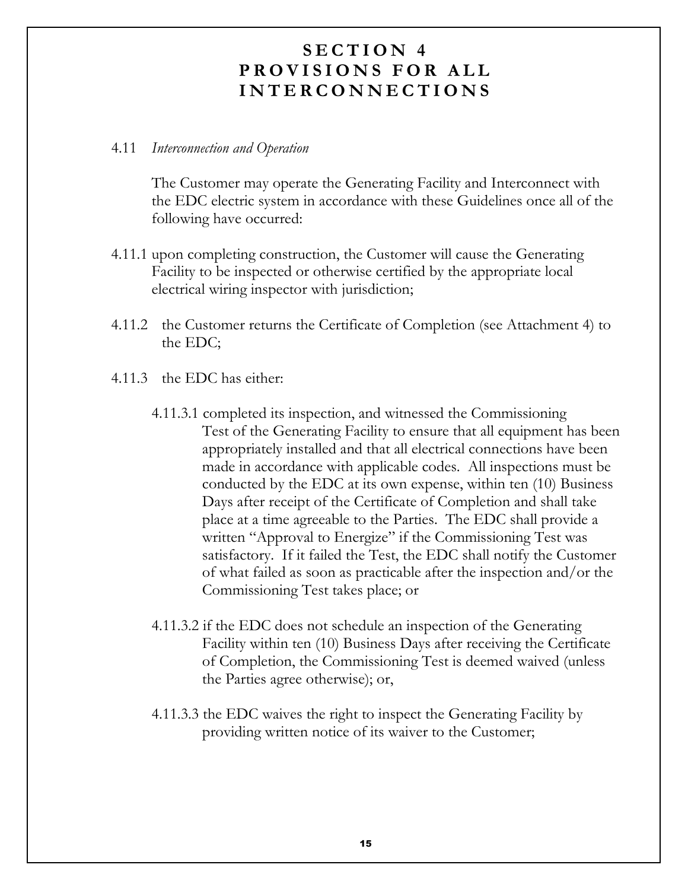# SECTION 4
# PROVISIONS FOR ALL INTERCONNECTIONS

4.11 *Interconnection and Operation*

The Customer may operate the Generating Facility and Interconnect with the EDC electric system in accordance with these Guidelines once all of the following have occurred:

4.11.1 upon completing construction, the Customer will cause the Generating Facility to be inspected or otherwise certified by the appropriate local electrical wiring inspector with jurisdiction;

4.11.2 the Customer returns the Certificate of Completion (see Attachment 4) to the EDC;

4.11.3 the EDC has either:

4.11.3.1 completed its inspection, and witnessed the Commissioning Test of the Generating Facility to ensure that all equipment has been appropriately installed and that all electrical connections have been made in accordance with applicable codes. All inspections must be conducted by the EDC at its own expense, within ten (10) Business Days after receipt of the Certificate of Completion and shall take place at a time agreeable to the Parties. The EDC shall provide a written "Approval to Energize" if the Commissioning Test was satisfactory. If it failed the Test, the EDC shall notify the Customer of what failed as soon as practicable after the inspection and/or the Commissioning Test takes place; or

4.11.3.2 if the EDC does not schedule an inspection of the Generating Facility within ten (10) Business Days after receiving the Certificate of Completion, the Commissioning Test is deemed waived (unless the Parties agree otherwise); or,

4.11.3.3 the EDC waives the right to inspect the Generating Facility by providing written notice of its waiver to the Customer;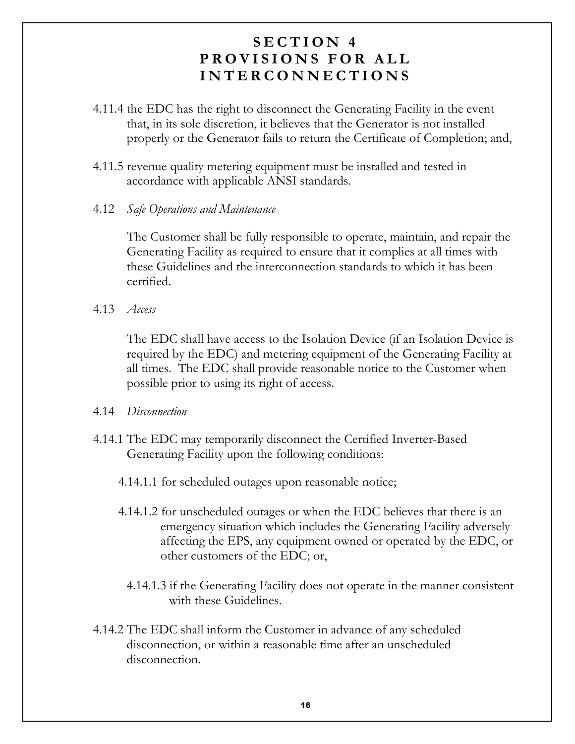# SECTION 4
# PROVISIONS FOR ALL INTERCONNECTIONS

4.11.4 the EDC has the right to disconnect the Generating Facility in the event that, in its sole discretion, it believes that the Generator is not installed properly or the Generator fails to return the Certificate of Completion; and,

4.11.5 revenue quality metering equipment must be installed and tested in accordance with applicable ANSI standards.

4.12 *Safe Operations and Maintenance*

The Customer shall be fully responsible to operate, maintain, and repair the Generating Facility as required to ensure that it complies at all times with these Guidelines and the interconnection standards to which it has been certified.

4.13 *Access*

The EDC shall have access to the Isolation Device (if an Isolation Device is required by the EDC) and metering equipment of the Generating Facility at all times. The EDC shall provide reasonable notice to the Customer when possible prior to using its right of access.

4.14 *Disconnection*

4.14.1 The EDC may temporarily disconnect the Certified Inverter-Based Generating Facility upon the following conditions:

4.14.1.1 for scheduled outages upon reasonable notice;

4.14.1.2 for unscheduled outages or when the EDC believes that there is an emergency situation which includes the Generating Facility adversely affecting the EPS, any equipment owned or operated by the EDC, or other customers of the EDC; or,

4.14.1.3 if the Generating Facility does not operate in the manner consistent with these Guidelines.

4.14.2 The EDC shall inform the Customer in advance of any scheduled disconnection, or within a reasonable time after an unscheduled disconnection.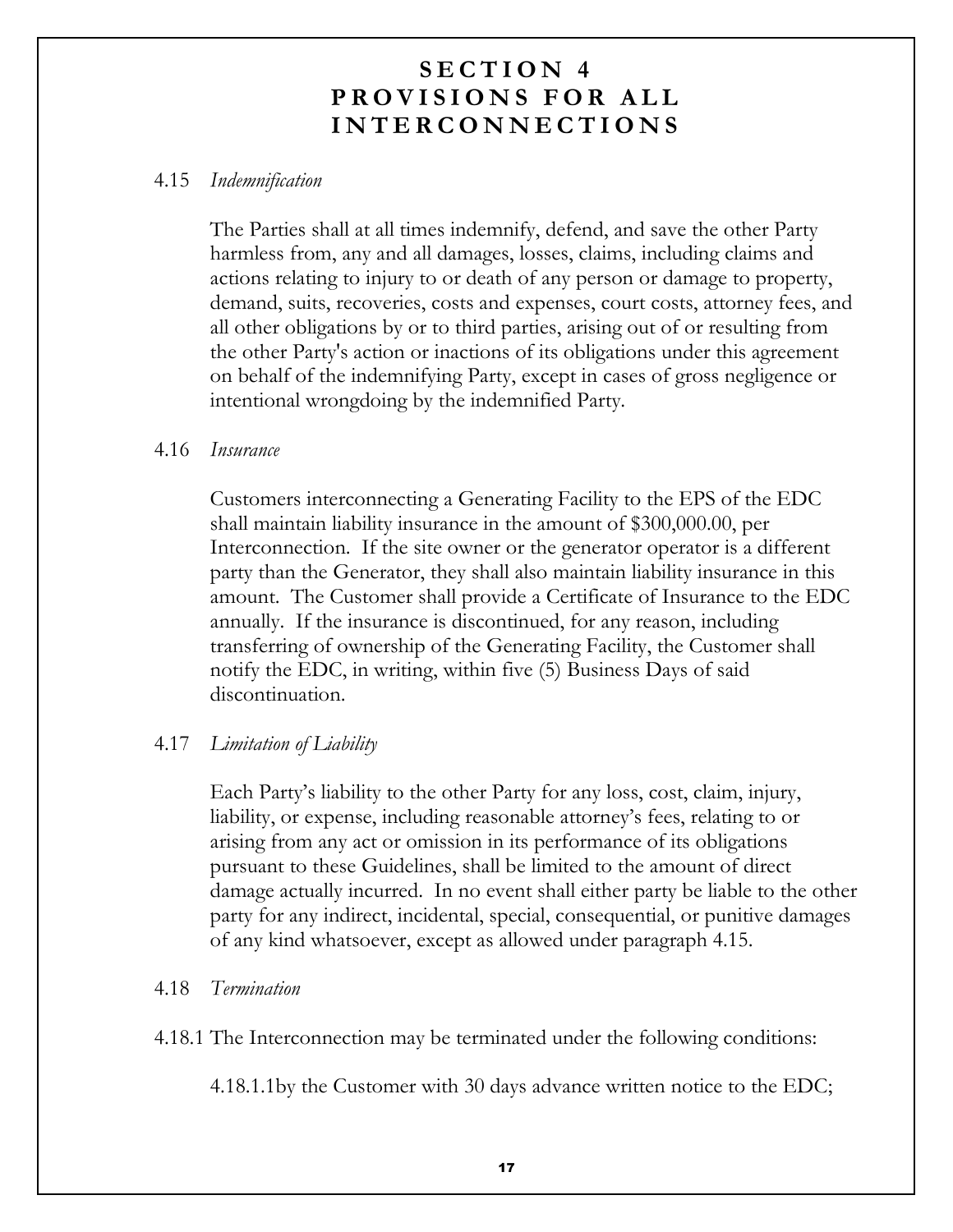# SECTION 4 PROVISIONS FOR ALL INTERCONNECTIONS

4.15 *Indemnification*

The Parties shall at all times indemnify, defend, and save the other Party harmless from, any and all damages, losses, claims, including claims and actions relating to injury to or death of any person or damage to property, demand, suits, recoveries, costs and expenses, court costs, attorney fees, and all other obligations by or to third parties, arising out of or resulting from the other Party's action or inactions of its obligations under this agreement on behalf of the indemnifying Party, except in cases of gross negligence or intentional wrongdoing by the indemnified Party.

4.16 *Insurance*

Customers interconnecting a Generating Facility to the EPS of the EDC shall maintain liability insurance in the amount of $300,000.00, per Interconnection. If the site owner or the generator operator is a different party than the Generator, they shall also maintain liability insurance in this amount. The Customer shall provide a Certificate of Insurance to the EDC annually. If the insurance is discontinued, for any reason, including transferring of ownership of the Generating Facility, the Customer shall notify the EDC, in writing, within five (5) Business Days of said discontinuation.

4.17 *Limitation of Liability*

Each Party's liability to the other Party for any loss, cost, claim, injury, liability, or expense, including reasonable attorney's fees, relating to or arising from any act or omission in its performance of its obligations pursuant to these Guidelines, shall be limited to the amount of direct damage actually incurred. In no event shall either party be liable to the other party for any indirect, incidental, special, consequential, or punitive damages of any kind whatsoever, except as allowed under paragraph 4.15.

4.18 *Termination*

4.18.1 The Interconnection may be terminated under the following conditions:

4.18.1.1by the Customer with 30 days advance written notice to the EDC;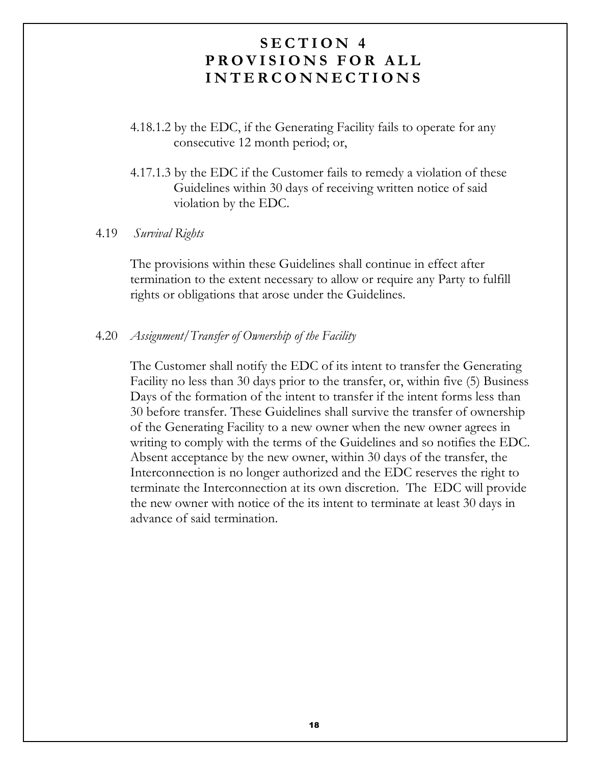# SECTION 4
# PROVISIONS FOR ALL INTERCONNECTIONS

4.18.1.2 by the EDC, if the Generating Facility fails to operate for any consecutive 12 month period; or,

4.17.1.3 by the EDC if the Customer fails to remedy a violation of these Guidelines within 30 days of receiving written notice of said violation by the EDC.

4.19 *Survival Rights*

The provisions within these Guidelines shall continue in effect after termination to the extent necessary to allow or require any Party to fulfill rights or obligations that arose under the Guidelines.

4.20 *Assignment/Transfer of Ownership of the Facility*

The Customer shall notify the EDC of its intent to transfer the Generating Facility no less than 30 days prior to the transfer, or, within five (5) Business Days of the formation of the intent to transfer if the intent forms less than 30 before transfer. These Guidelines shall survive the transfer of ownership of the Generating Facility to a new owner when the new owner agrees in writing to comply with the terms of the Guidelines and so notifies the EDC. Absent acceptance by the new owner, within 30 days of the transfer, the Interconnection is no longer authorized and the EDC reserves the right to terminate the Interconnection at its own discretion. The EDC will provide the new owner with notice of the its intent to terminate at least 30 days in advance of said termination.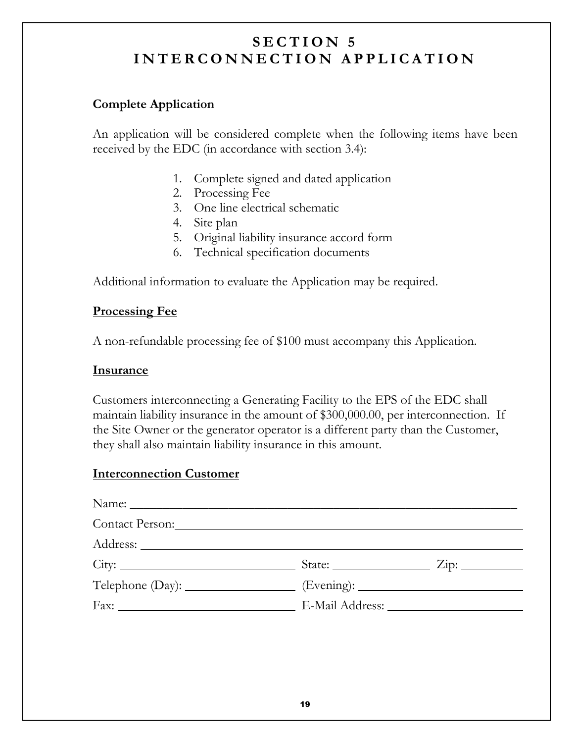# SECTION 5
# INTERCONNECTION APPLICATION

**Complete Application**

An application will be considered complete when the following items have been received by the EDC (in accordance with section 3.4):

1. Complete signed and dated application
2. Processing Fee
3. One line electrical schematic
4. Site plan
5. Original liability insurance accord form
6. Technical specification documents

Additional information to evaluate the Application may be required.

**Processing Fee**

A non-refundable processing fee of $100 must accompany this Application.

**Insurance**

Customers interconnecting a Generating Facility to the EPS of the EDC shall maintain liability insurance in the amount of $300,000.00, per interconnection. If the Site Owner or the generator operator is a different party than the Customer, they shall also maintain liability insurance in this amount.

**Interconnection Customer**

Name: ______________________________________________

Contact Person: ______________________________________________

Address: ______________________________________________

City: ____________________ State: ____________ Zip: ________

Telephone (Day): ______________ (Evening): ____________________

Fax: ____________________ E-Mail Address: ____________________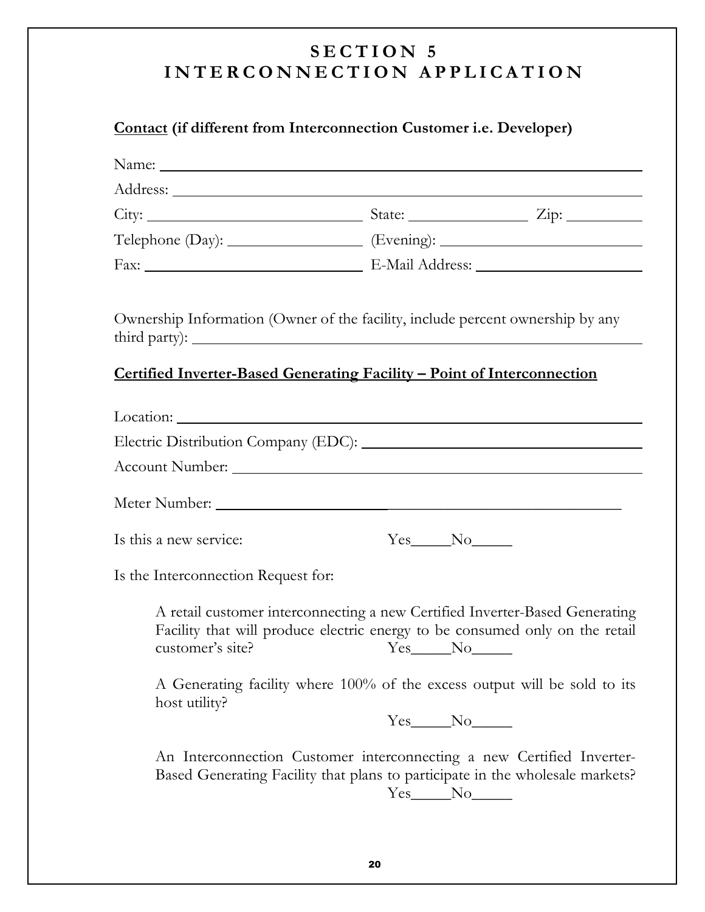# SECTION 5
# INTERCONNECTION APPLICATION

**Contact (if different from Interconnection Customer i.e. Developer)**

Name: ______________________________________________

Address: ______________________________________________

City: ______________________ State: ______________ Zip: __________

Telephone (Day): ________________ (Evening): ______________________

Fax: ______________________ E-Mail Address: ______________________

Ownership Information (Owner of the facility, include percent ownership by any third party): ______________________________________________

**Certified Inverter-Based Generating Facility – Point of Interconnection**

Location: ______________________________________________

Electric Distribution Company (EDC): ______________________________

Account Number: ______________________________________________

Meter Number: ______________________________________________

Is this a new service: Yes_____No_____

Is the Interconnection Request for:

A retail customer interconnecting a new Certified Inverter-Based Generating Facility that will produce electric energy to be consumed only on the retail customer's site? Yes_____No_____

A Generating facility where 100% of the excess output will be sold to its host utility?
Yes_____No_____

An Interconnection Customer interconnecting a new Certified Inverter-Based Generating Facility that plans to participate in the wholesale markets?
Yes_____No_____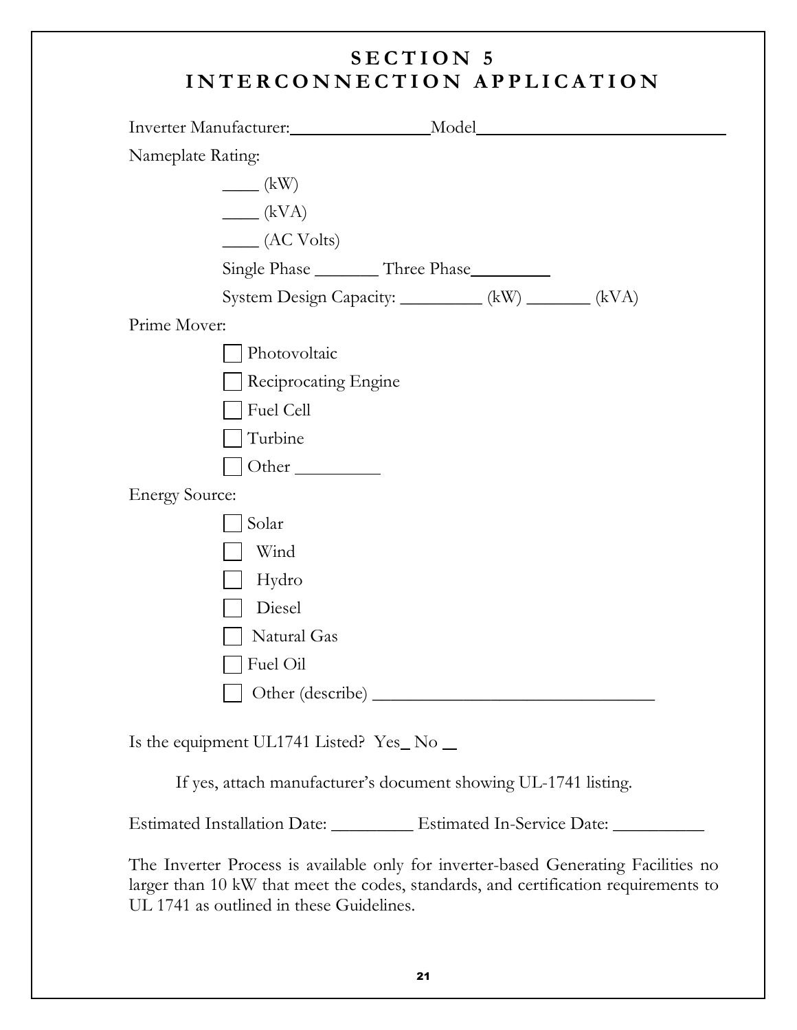# SECTION 5
# INTERCONNECTION APPLICATION

Inverter Manufacturer:________________Model____________________________

Nameplate Rating:

____ (kW)

____ (kVA)

____ (AC Volts)

Single Phase _______ Three Phase_________

System Design Capacity: _________ (kW) _______ (kVA)

Prime Mover:

- ☐ Photovoltaic
- ☐ Reciprocating Engine
- ☐ Fuel Cell
- ☐ Turbine
- ☐ Other _________

Energy Source:

- ☐ Solar
- ☐ Wind
- ☐ Hydro
- ☐ Diesel
- ☐ Natural Gas
- ☐ Fuel Oil
- ☐ Other (describe) ________________________________

Is the equipment UL1741 Listed? Yes_ No _

If yes, attach manufacturer's document showing UL-1741 listing.

Estimated Installation Date: _________ Estimated In-Service Date: __________

The Inverter Process is available only for inverter-based Generating Facilities no larger than 10 kW that meet the codes, standards, and certification requirements to UL 1741 as outlined in these Guidelines.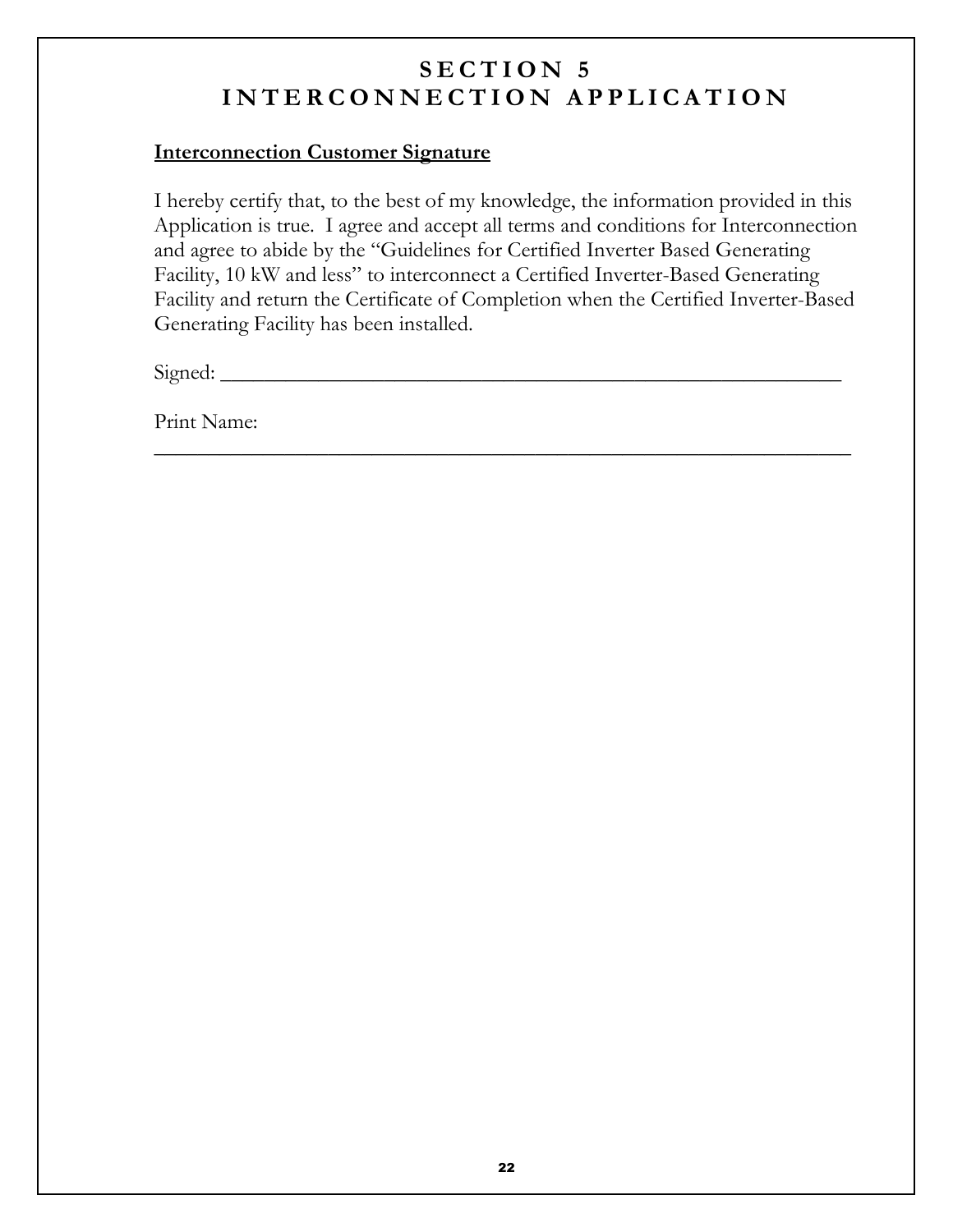# SECTION 5
# INTERCONNECTION APPLICATION

**Interconnection Customer Signature**

I hereby certify that, to the best of my knowledge, the information provided in this Application is true. I agree and accept all terms and conditions for Interconnection and agree to abide by the "Guidelines for Certified Inverter Based Generating Facility, 10 kW and less" to interconnect a Certified Inverter-Based Generating Facility and return the Certificate of Completion when the Certified Inverter-Based Generating Facility has been installed.

Signed: ___________________________________________________________

Print Name: _______________________________________________________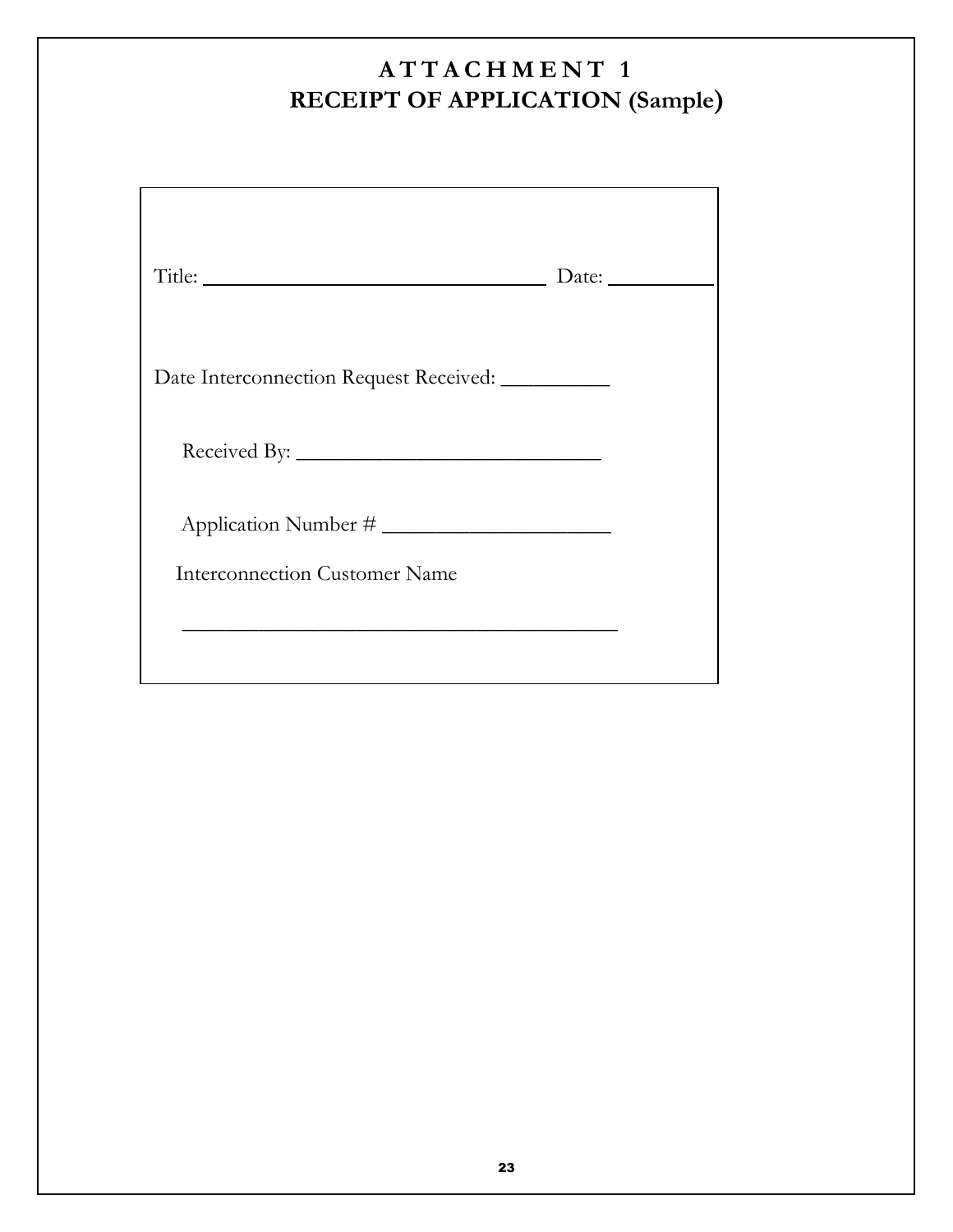# ATTACHMENT 1
## RECEIPT OF APPLICATION (Sample)

Title: ________________________________ Date: __________

Date Interconnection Request Received: __________

Received By: ____________________________

Application Number # ____________________

Interconnection Customer Name

________________________________________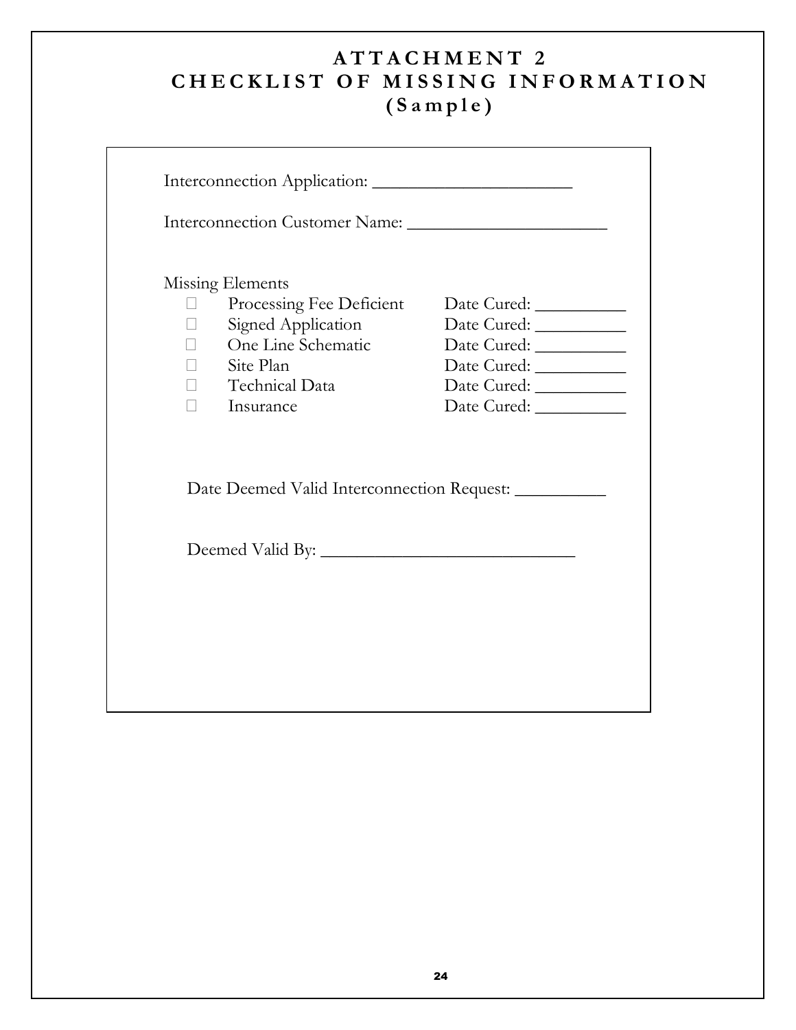# ATTACHMENT 2
# CHECKLIST OF MISSING INFORMATION
## (Sample)

Interconnection Application: ______________________

Interconnection Customer Name: ______________________

Missing Elements

- ☐ Processing Fee Deficient — Date Cured: __________
- ☐ Signed Application — Date Cured: __________
- ☐ One Line Schematic — Date Cured: __________
- ☐ Site Plan — Date Cured: __________
- ☐ Technical Data — Date Cured: __________
- ☐ Insurance — Date Cured: __________

Date Deemed Valid Interconnection Request: __________

Deemed Valid By: ____________________________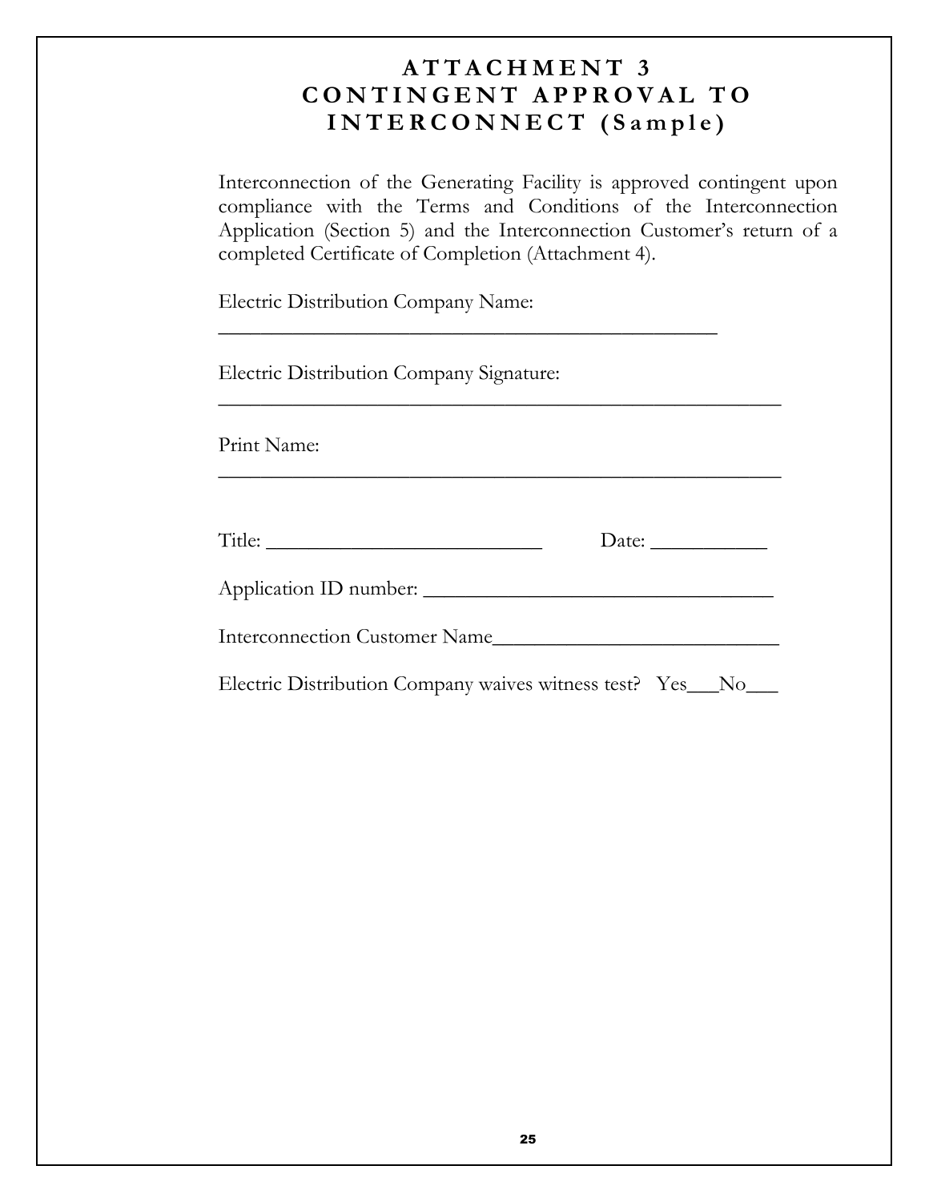# ATTACHMENT 3
# CONTINGENT APPROVAL TO INTERCONNECT (Sample)

Interconnection of the Generating Facility is approved contingent upon compliance with the Terms and Conditions of the Interconnection Application (Section 5) and the Interconnection Customer's return of a completed Certificate of Completion (Attachment 4).

Electric Distribution Company Name:

______________________________________________

Electric Distribution Company Signature:

____________________________________________________

Print Name:

____________________________________________________

Title: ___________________________ Date: ___________

Application ID number: _________________________________

Interconnection Customer Name___________________________

Electric Distribution Company waives witness test? Yes___No___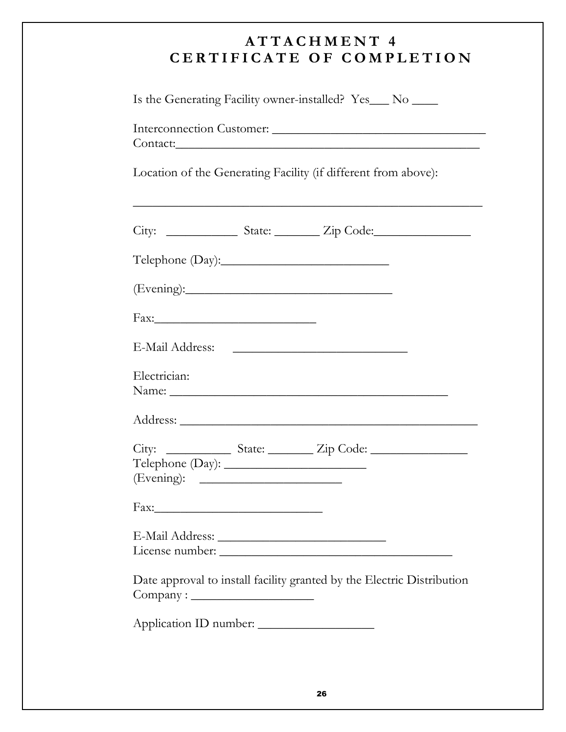# ATTACHMENT 4
# CERTIFICATE OF COMPLETION

Is the Generating Facility owner-installed? Yes___ No ____

Interconnection Customer: ________________________________

Contact:______________________________________________

Location of the Generating Facility (if different from above):

_____________________________________________________

City: __________ State: _______ Zip Code:_______________

Telephone (Day):__________________________

(Evening):_________________________________

Fax:_________________________

E-Mail Address: ___________________________

Electrician:

Name: __________________________________________

Address: _______________________________________________

City: __________ State: _______ Zip Code: _______________

Telephone (Day): ______________________

(Evening): ______________________

Fax:___________________________

E-Mail Address: __________________________

License number: ____________________________________

Date approval to install facility granted by the Electric Distribution Company : ___________________

Application ID number: __________________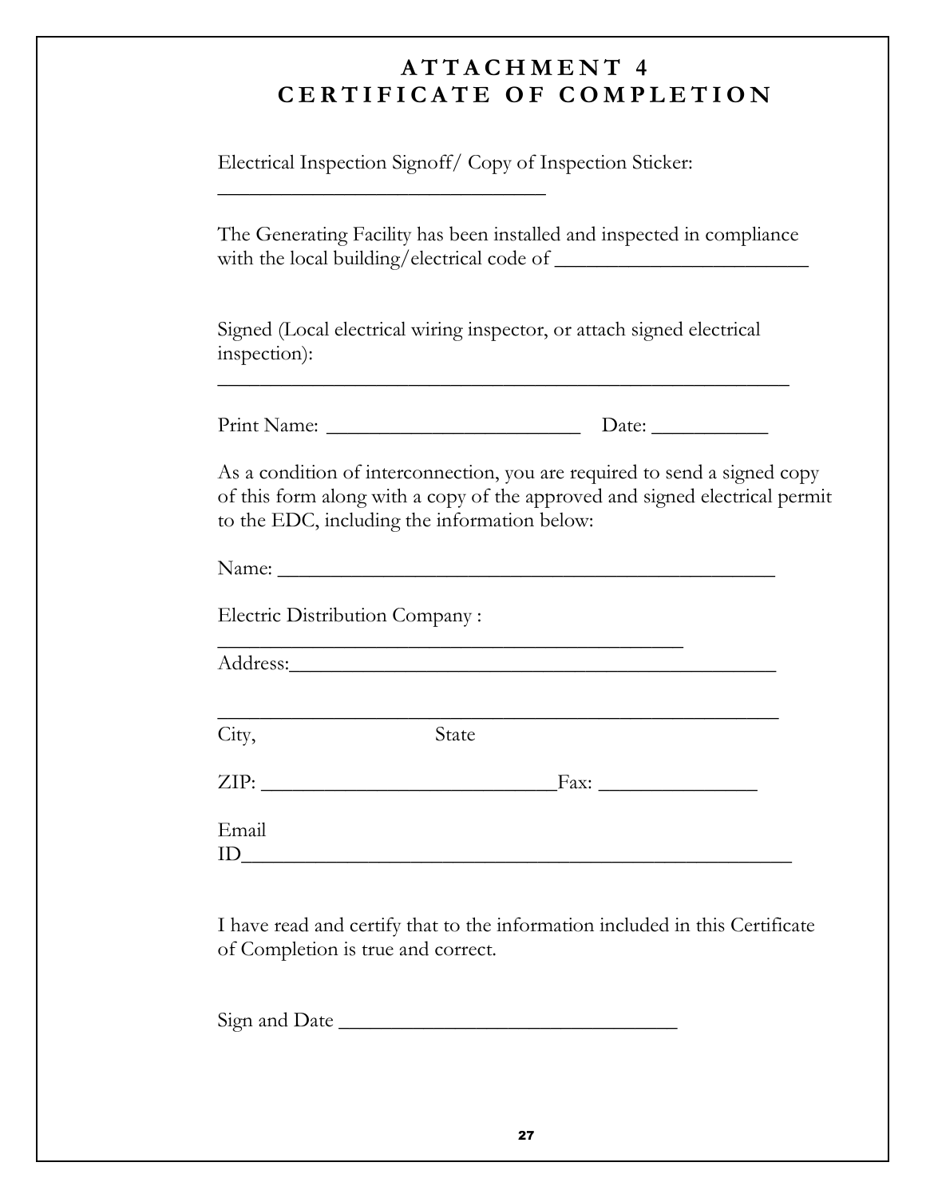# ATTACHMENT 4
# CERTIFICATE OF COMPLETION

Electrical Inspection Signoff/ Copy of Inspection Sticker:
______________________________

The Generating Facility has been installed and inspected in compliance with the local building/electrical code of ________________________

Signed (Local electrical wiring inspector, or attach signed electrical inspection):
____________________________________________________

Print Name: _______________________ Date: ___________

As a condition of interconnection, you are required to send a signed copy of this form along with a copy of the approved and signed electrical permit to the EDC, including the information below:

Name: _____________________________________________

Electric Distribution Company :
__________________________________________

Address:___________________________________________

___________________________________________________

City, State

ZIP: __________________________Fax: _______________

Email
ID__________________________________________________

I have read and certify that to the information included in this Certificate of Completion is true and correct.

Sign and Date ______________________________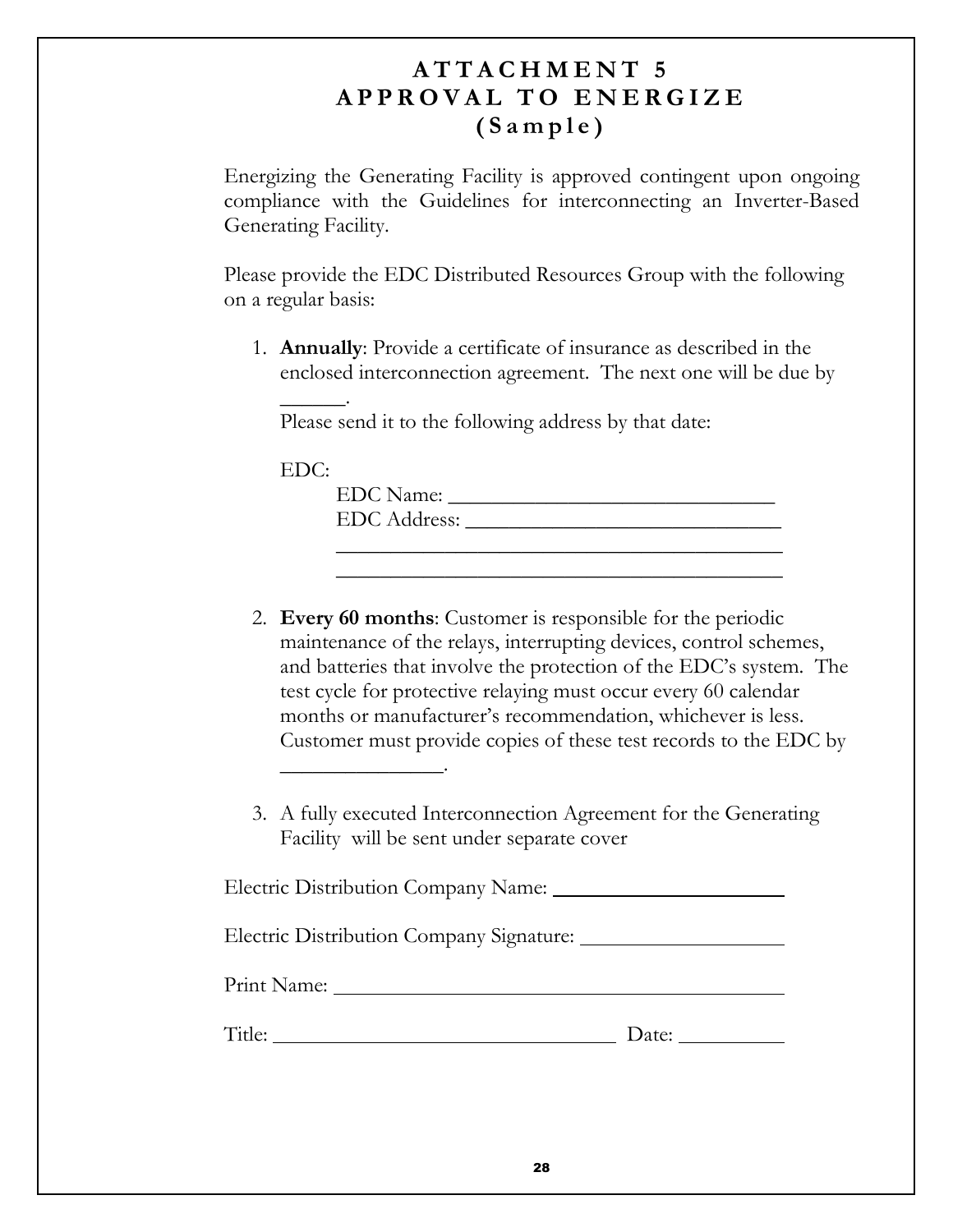# ATTACHMENT 5
# APPROVAL TO ENERGIZE
## (Sample)

Energizing the Generating Facility is approved contingent upon ongoing compliance with the Guidelines for interconnecting an Inverter-Based Generating Facility.

Please provide the EDC Distributed Resources Group with the following on a regular basis:

1. **Annually**: Provide a certificate of insurance as described in the enclosed interconnection agreement. The next one will be due by ______.
   Please send it to the following address by that date:

   EDC:
   
   EDC Name: ______________________________
   
   EDC Address: ____________________________
   
   ________________________________________
   
   ________________________________________

2. **Every 60 months**: Customer is responsible for the periodic maintenance of the relays, interrupting devices, control schemes, and batteries that involve the protection of the EDC's system. The test cycle for protective relaying must occur every 60 calendar months or manufacturer's recommendation, whichever is less. Customer must provide copies of these test records to the EDC by _______________.

3. A fully executed Interconnection Agreement for the Generating Facility will be sent under separate cover

Electric Distribution Company Name: ______________________

Electric Distribution Company Signature: ___________________

Print Name: ____________________________________________

Title: _________________________________ Date: __________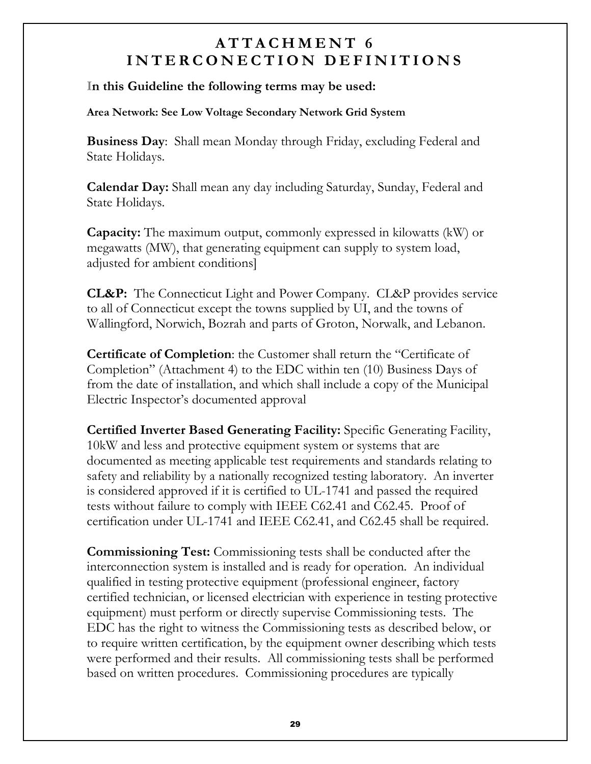# ATTACHMENT 6
# INTERCONECTION DEFINITIONS

**In this Guideline the following terms may be used:**

**Area Network: See Low Voltage Secondary Network Grid System**

**Business Day**: Shall mean Monday through Friday, excluding Federal and State Holidays.

**Calendar Day:** Shall mean any day including Saturday, Sunday, Federal and State Holidays.

**Capacity:** The maximum output, commonly expressed in kilowatts (kW) or megawatts (MW), that generating equipment can supply to system load, adjusted for ambient conditions]

**CL&P:** The Connecticut Light and Power Company. CL&P provides service to all of Connecticut except the towns supplied by UI, and the towns of Wallingford, Norwich, Bozrah and parts of Groton, Norwalk, and Lebanon.

**Certificate of Completion**: the Customer shall return the "Certificate of Completion" (Attachment 4) to the EDC within ten (10) Business Days of from the date of installation, and which shall include a copy of the Municipal Electric Inspector's documented approval

**Certified Inverter Based Generating Facility:** Specific Generating Facility, 10kW and less and protective equipment system or systems that are documented as meeting applicable test requirements and standards relating to safety and reliability by a nationally recognized testing laboratory. An inverter is considered approved if it is certified to UL-1741 and passed the required tests without failure to comply with IEEE C62.41 and C62.45. Proof of certification under UL-1741 and IEEE C62.41, and C62.45 shall be required.

**Commissioning Test:** Commissioning tests shall be conducted after the interconnection system is installed and is ready for operation. An individual qualified in testing protective equipment (professional engineer, factory certified technician, or licensed electrician with experience in testing protective equipment) must perform or directly supervise Commissioning tests. The EDC has the right to witness the Commissioning tests as described below, or to require written certification, by the equipment owner describing which tests were performed and their results. All commissioning tests shall be performed based on written procedures. Commissioning procedures are typically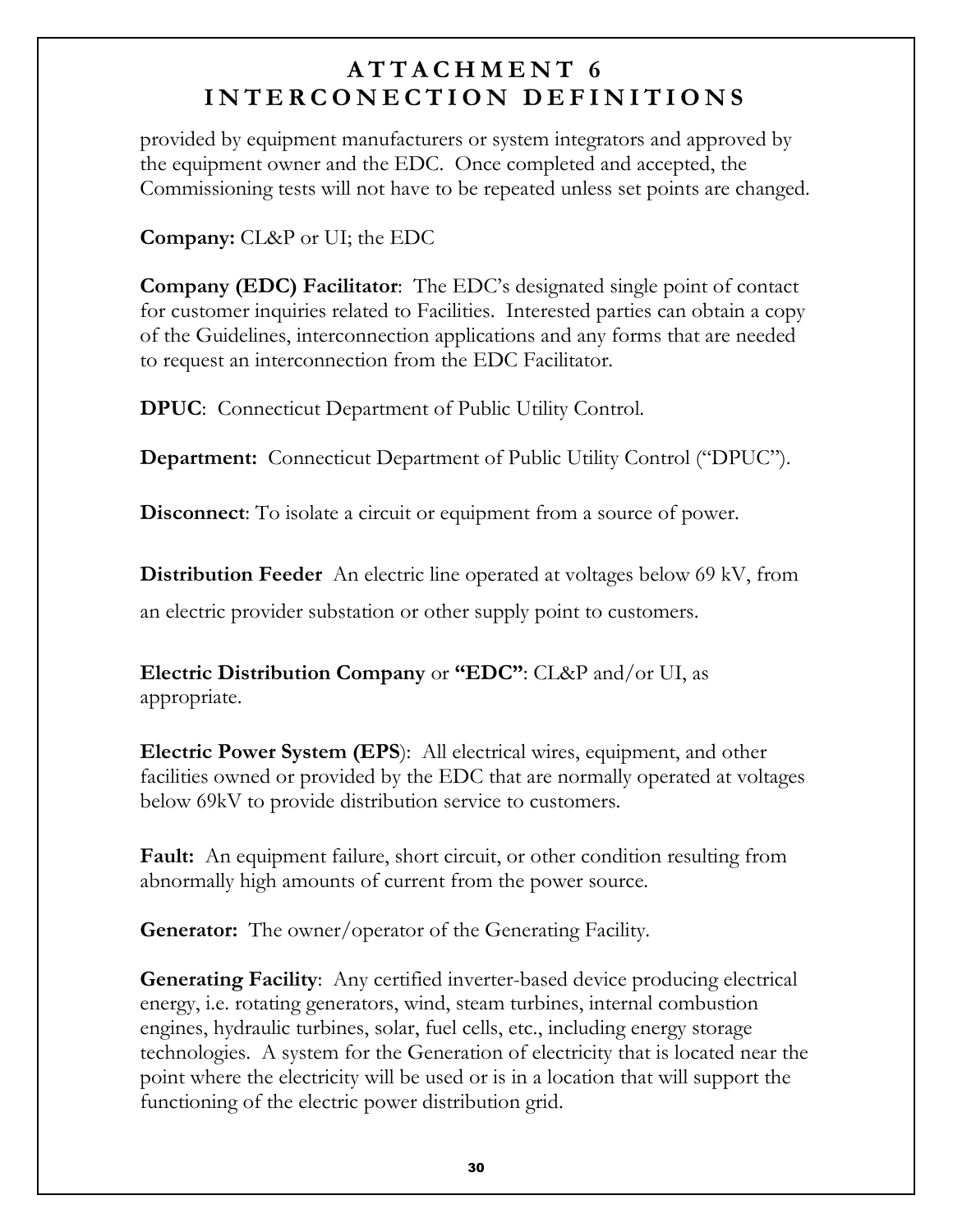# ATTACHMENT 6
# INTERCONECTION DEFINITIONS

provided by equipment manufacturers or system integrators and approved by the equipment owner and the EDC. Once completed and accepted, the Commissioning tests will not have to be repeated unless set points are changed.

**Company:** CL&P or UI; the EDC

**Company (EDC) Facilitator**: The EDC's designated single point of contact for customer inquiries related to Facilities. Interested parties can obtain a copy of the Guidelines, interconnection applications and any forms that are needed to request an interconnection from the EDC Facilitator.

**DPUC**: Connecticut Department of Public Utility Control.

**Department:** Connecticut Department of Public Utility Control ("DPUC").

**Disconnect**: To isolate a circuit or equipment from a source of power.

**Distribution Feeder** An electric line operated at voltages below 69 kV, from an electric provider substation or other supply point to customers.

**Electric Distribution Company** or **"EDC"**: CL&P and/or UI, as appropriate.

**Electric Power System (EPS**): All electrical wires, equipment, and other facilities owned or provided by the EDC that are normally operated at voltages below 69kV to provide distribution service to customers.

**Fault:** An equipment failure, short circuit, or other condition resulting from abnormally high amounts of current from the power source.

**Generator:** The owner/operator of the Generating Facility.

**Generating Facility**: Any certified inverter-based device producing electrical energy, i.e. rotating generators, wind, steam turbines, internal combustion engines, hydraulic turbines, solar, fuel cells, etc., including energy storage technologies. A system for the Generation of electricity that is located near the point where the electricity will be used or is in a location that will support the functioning of the electric power distribution grid.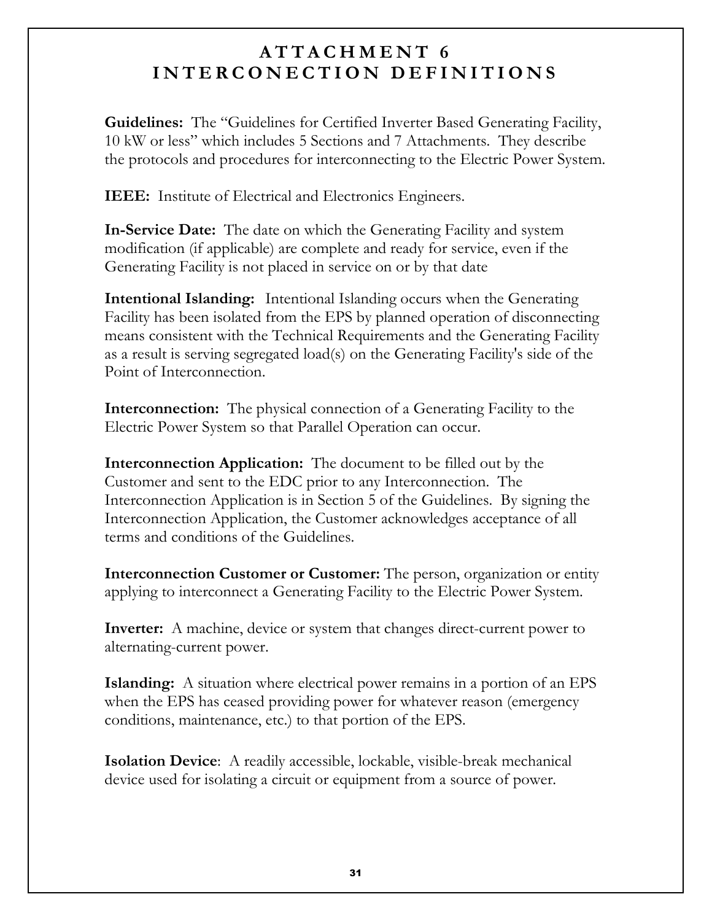# ATTACHMENT 6
# INTERCONECTION DEFINITIONS

**Guidelines:** The "Guidelines for Certified Inverter Based Generating Facility, 10 kW or less" which includes 5 Sections and 7 Attachments. They describe the protocols and procedures for interconnecting to the Electric Power System.

**IEEE:** Institute of Electrical and Electronics Engineers.

**In-Service Date:** The date on which the Generating Facility and system modification (if applicable) are complete and ready for service, even if the Generating Facility is not placed in service on or by that date

**Intentional Islanding:** Intentional Islanding occurs when the Generating Facility has been isolated from the EPS by planned operation of disconnecting means consistent with the Technical Requirements and the Generating Facility as a result is serving segregated load(s) on the Generating Facility's side of the Point of Interconnection.

**Interconnection:** The physical connection of a Generating Facility to the Electric Power System so that Parallel Operation can occur.

**Interconnection Application:** The document to be filled out by the Customer and sent to the EDC prior to any Interconnection. The Interconnection Application is in Section 5 of the Guidelines. By signing the Interconnection Application, the Customer acknowledges acceptance of all terms and conditions of the Guidelines.

**Interconnection Customer or Customer:** The person, organization or entity applying to interconnect a Generating Facility to the Electric Power System.

**Inverter:** A machine, device or system that changes direct-current power to alternating-current power.

**Islanding:** A situation where electrical power remains in a portion of an EPS when the EPS has ceased providing power for whatever reason (emergency conditions, maintenance, etc.) to that portion of the EPS.

**Isolation Device**: A readily accessible, lockable, visible-break mechanical device used for isolating a circuit or equipment from a source of power.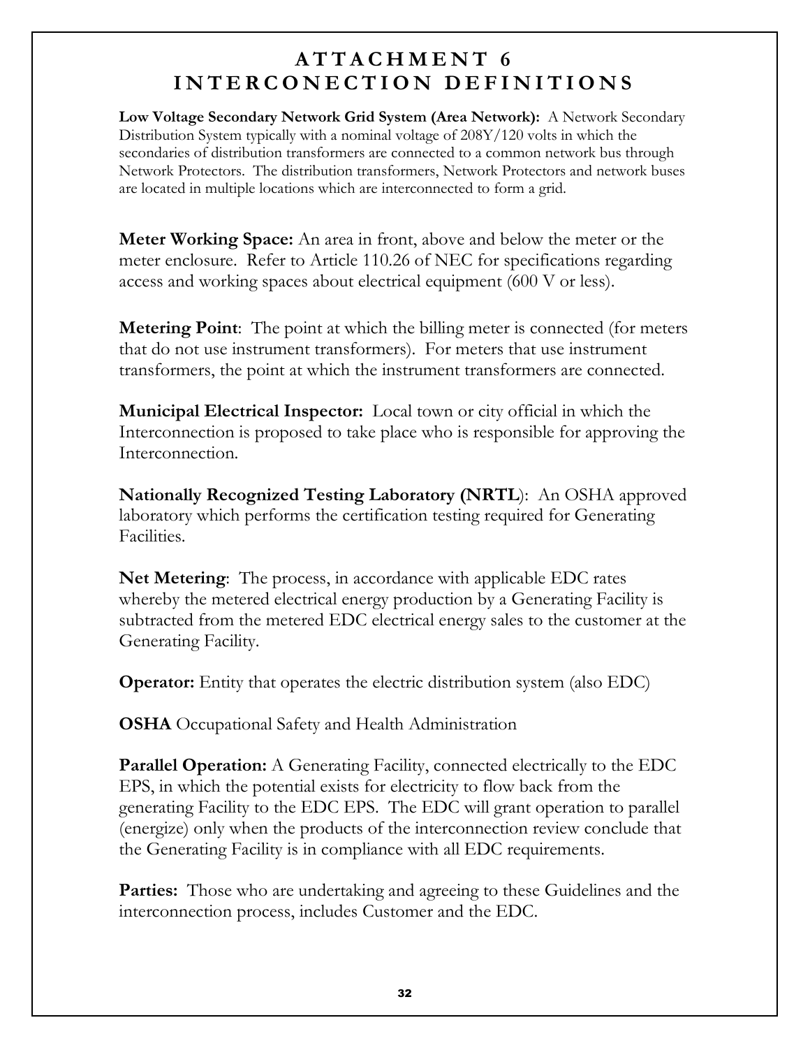# ATTACHMENT 6
# INTERCONECTION DEFINITIONS

**Low Voltage Secondary Network Grid System (Area Network):** A Network Secondary Distribution System typically with a nominal voltage of 208Y/120 volts in which the secondaries of distribution transformers are connected to a common network bus through Network Protectors. The distribution transformers, Network Protectors and network buses are located in multiple locations which are interconnected to form a grid.

**Meter Working Space:** An area in front, above and below the meter or the meter enclosure. Refer to Article 110.26 of NEC for specifications regarding access and working spaces about electrical equipment (600 V or less).

**Metering Point**: The point at which the billing meter is connected (for meters that do not use instrument transformers). For meters that use instrument transformers, the point at which the instrument transformers are connected.

**Municipal Electrical Inspector:** Local town or city official in which the Interconnection is proposed to take place who is responsible for approving the Interconnection.

**Nationally Recognized Testing Laboratory (NRTL**): An OSHA approved laboratory which performs the certification testing required for Generating Facilities.

**Net Metering**: The process, in accordance with applicable EDC rates whereby the metered electrical energy production by a Generating Facility is subtracted from the metered EDC electrical energy sales to the customer at the Generating Facility.

**Operator:** Entity that operates the electric distribution system (also EDC)

**OSHA** Occupational Safety and Health Administration

**Parallel Operation:** A Generating Facility, connected electrically to the EDC EPS, in which the potential exists for electricity to flow back from the generating Facility to the EDC EPS. The EDC will grant operation to parallel (energize) only when the products of the interconnection review conclude that the Generating Facility is in compliance with all EDC requirements.

**Parties:** Those who are undertaking and agreeing to these Guidelines and the interconnection process, includes Customer and the EDC.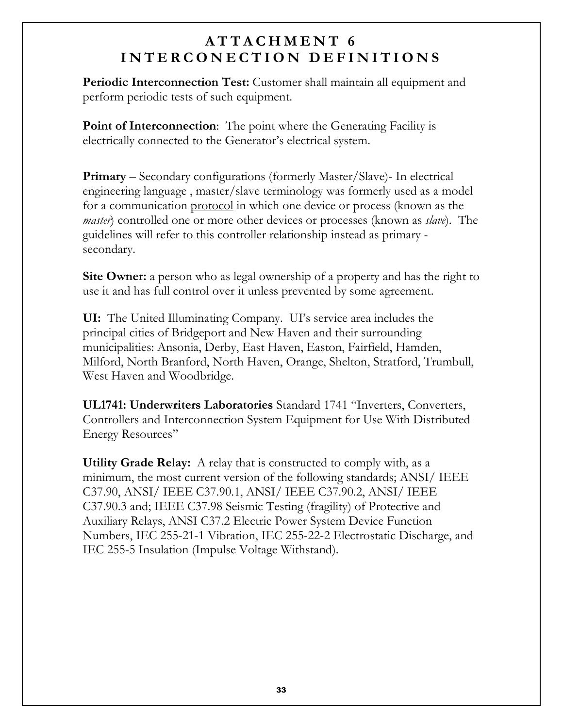# ATTACHMENT 6
# INTERCONECTION DEFINITIONS

**Periodic Interconnection Test:** Customer shall maintain all equipment and perform periodic tests of such equipment.

**Point of Interconnection**: The point where the Generating Facility is electrically connected to the Generator's electrical system.

**Primary** – Secondary configurations (formerly Master/Slave)- In electrical engineering language , master/slave terminology was formerly used as a model for a communication protocol in which one device or process (known as the *master*) controlled one or more other devices or processes (known as *slave*). The guidelines will refer to this controller relationship instead as primary - secondary.

**Site Owner:** a person who as legal ownership of a property and has the right to use it and has full control over it unless prevented by some agreement.

**UI:** The United Illuminating Company. UI's service area includes the principal cities of Bridgeport and New Haven and their surrounding municipalities: Ansonia, Derby, East Haven, Easton, Fairfield, Hamden, Milford, North Branford, North Haven, Orange, Shelton, Stratford, Trumbull, West Haven and Woodbridge.

**UL1741: Underwriters Laboratories** Standard 1741 "Inverters, Converters, Controllers and Interconnection System Equipment for Use With Distributed Energy Resources"

**Utility Grade Relay:** A relay that is constructed to comply with, as a minimum, the most current version of the following standards; ANSI/ IEEE C37.90, ANSI/ IEEE C37.90.1, ANSI/ IEEE C37.90.2, ANSI/ IEEE C37.90.3 and; IEEE C37.98 Seismic Testing (fragility) of Protective and Auxiliary Relays, ANSI C37.2 Electric Power System Device Function Numbers, IEC 255-21-1 Vibration, IEC 255-22-2 Electrostatic Discharge, and IEC 255-5 Insulation (Impulse Voltage Withstand).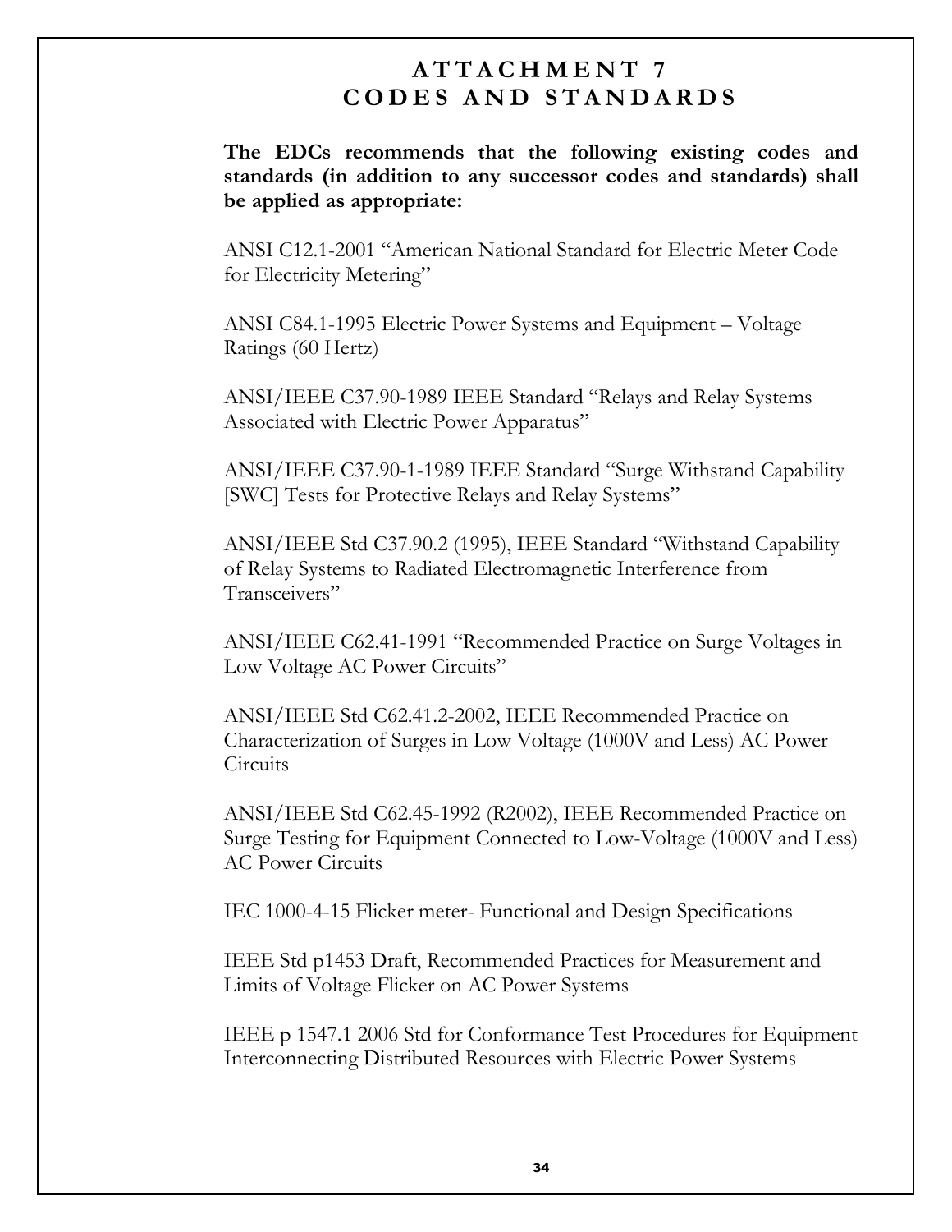# ATTACHMENT 7
# CODES AND STANDARDS

**The EDCs recommends that the following existing codes and standards (in addition to any successor codes and standards) shall be applied as appropriate:**

ANSI C12.1-2001 "American National Standard for Electric Meter Code for Electricity Metering"

ANSI C84.1-1995 Electric Power Systems and Equipment – Voltage Ratings (60 Hertz)

ANSI/IEEE C37.90-1989 IEEE Standard "Relays and Relay Systems Associated with Electric Power Apparatus"

ANSI/IEEE C37.90-1-1989 IEEE Standard "Surge Withstand Capability [SWC] Tests for Protective Relays and Relay Systems"

ANSI/IEEE Std C37.90.2 (1995), IEEE Standard "Withstand Capability of Relay Systems to Radiated Electromagnetic Interference from Transceivers"

ANSI/IEEE C62.41-1991 "Recommended Practice on Surge Voltages in Low Voltage AC Power Circuits"

ANSI/IEEE Std C62.41.2-2002, IEEE Recommended Practice on Characterization of Surges in Low Voltage (1000V and Less) AC Power Circuits

ANSI/IEEE Std C62.45-1992 (R2002), IEEE Recommended Practice on Surge Testing for Equipment Connected to Low-Voltage (1000V and Less) AC Power Circuits

IEC 1000-4-15 Flicker meter- Functional and Design Specifications

IEEE Std p1453 Draft, Recommended Practices for Measurement and Limits of Voltage Flicker on AC Power Systems

IEEE p 1547.1 2006 Std for Conformance Test Procedures for Equipment Interconnecting Distributed Resources with Electric Power Systems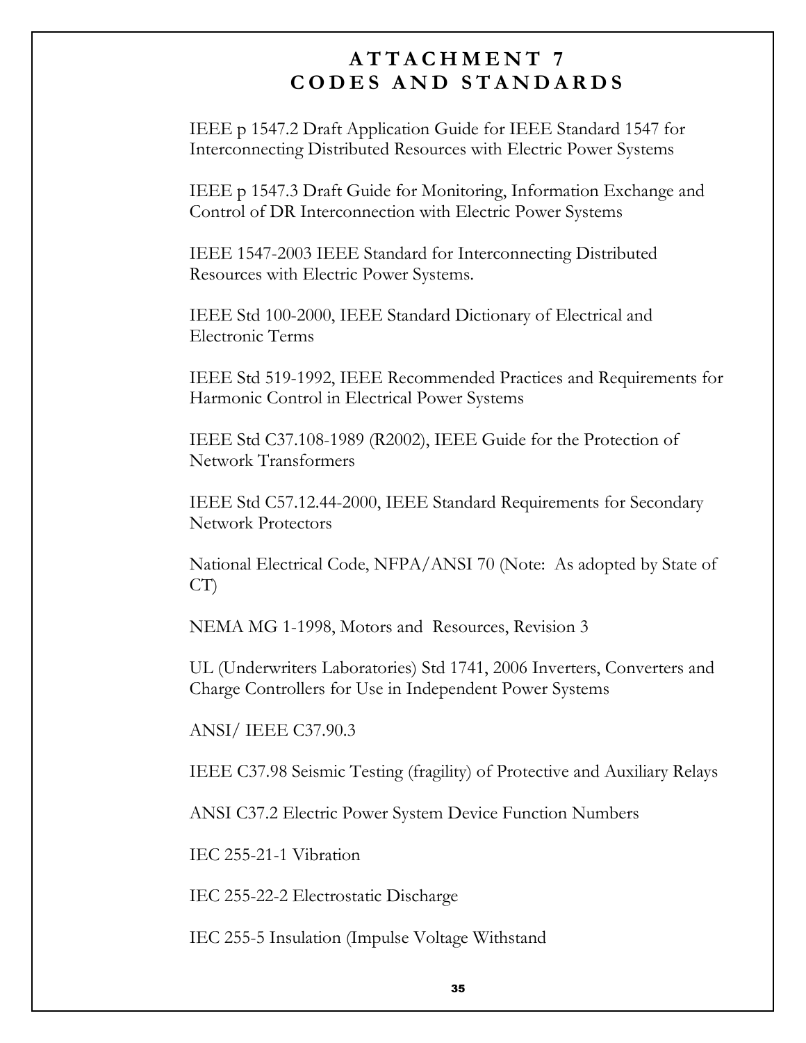# ATTACHMENT 7
# CODES AND STANDARDS

IEEE p 1547.2 Draft Application Guide for IEEE Standard 1547 for Interconnecting Distributed Resources with Electric Power Systems

IEEE p 1547.3 Draft Guide for Monitoring, Information Exchange and Control of DR Interconnection with Electric Power Systems

IEEE 1547-2003 IEEE Standard for Interconnecting Distributed Resources with Electric Power Systems.

IEEE Std 100-2000, IEEE Standard Dictionary of Electrical and Electronic Terms

IEEE Std 519-1992, IEEE Recommended Practices and Requirements for Harmonic Control in Electrical Power Systems

IEEE Std C37.108-1989 (R2002), IEEE Guide for the Protection of Network Transformers

IEEE Std C57.12.44-2000, IEEE Standard Requirements for Secondary Network Protectors

National Electrical Code, NFPA/ANSI 70 (Note: As adopted by State of CT)

NEMA MG 1-1998, Motors and Resources, Revision 3

UL (Underwriters Laboratories) Std 1741, 2006 Inverters, Converters and Charge Controllers for Use in Independent Power Systems

ANSI/ IEEE C37.90.3

IEEE C37.98 Seismic Testing (fragility) of Protective and Auxiliary Relays

ANSI C37.2 Electric Power System Device Function Numbers

IEC 255-21-1 Vibration

IEC 255-22-2 Electrostatic Discharge

IEC 255-5 Insulation (Impulse Voltage Withstand